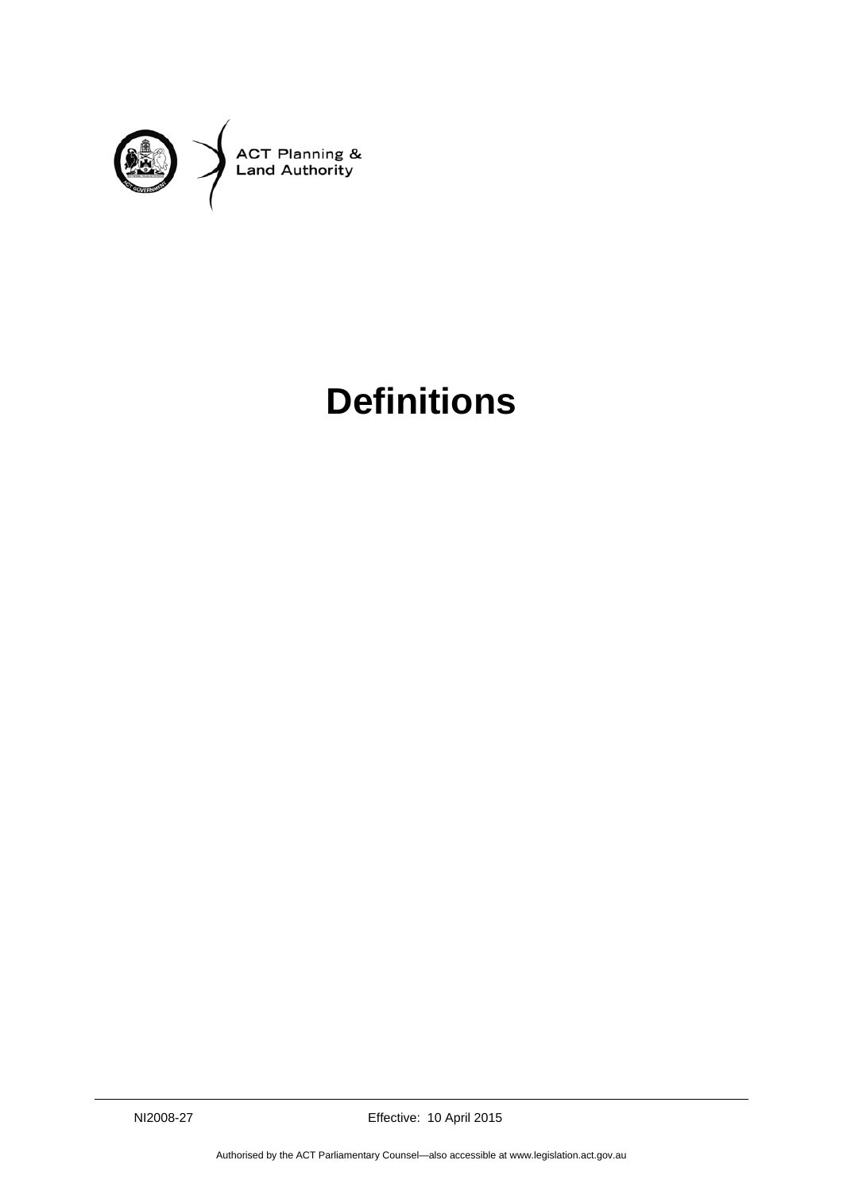ACT Planning & Land Authority

# Definitions

NI2008-27 Effective: 10 April 2015

Authorised by the ACT Parliamentary Counsel—also accessible at www.legislation.act.gov.au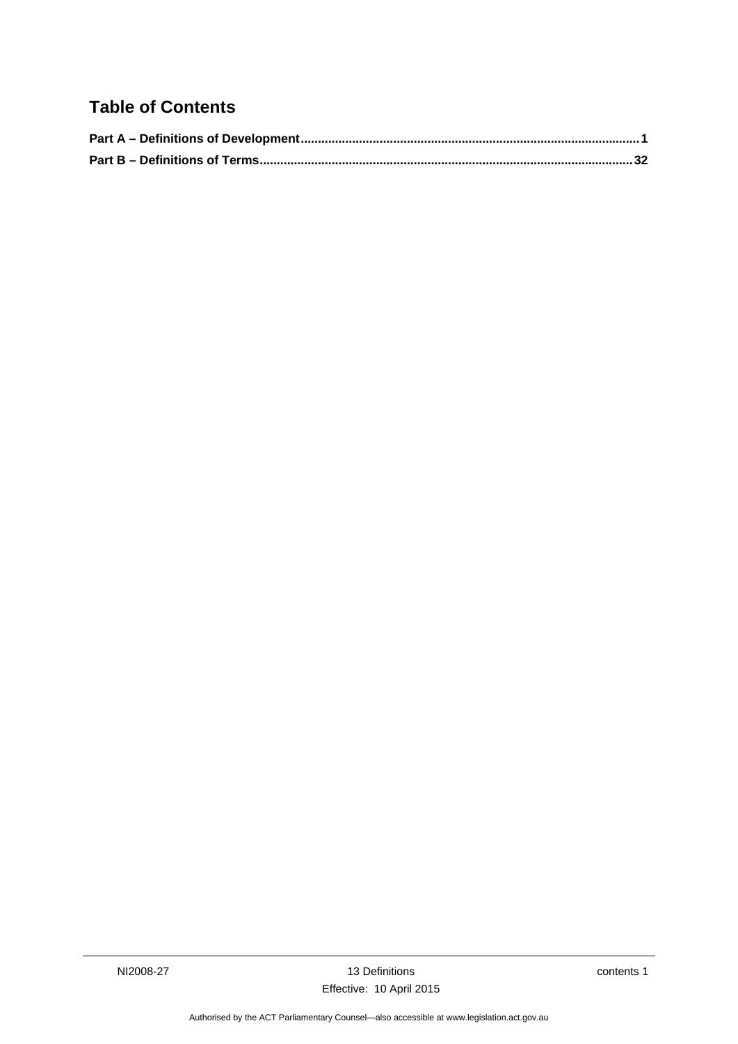## Table of Contents

**Part A – Definitions of Development ........................................................................................... 1**

**Part B – Definitions of Terms ....................................................................................................... 32**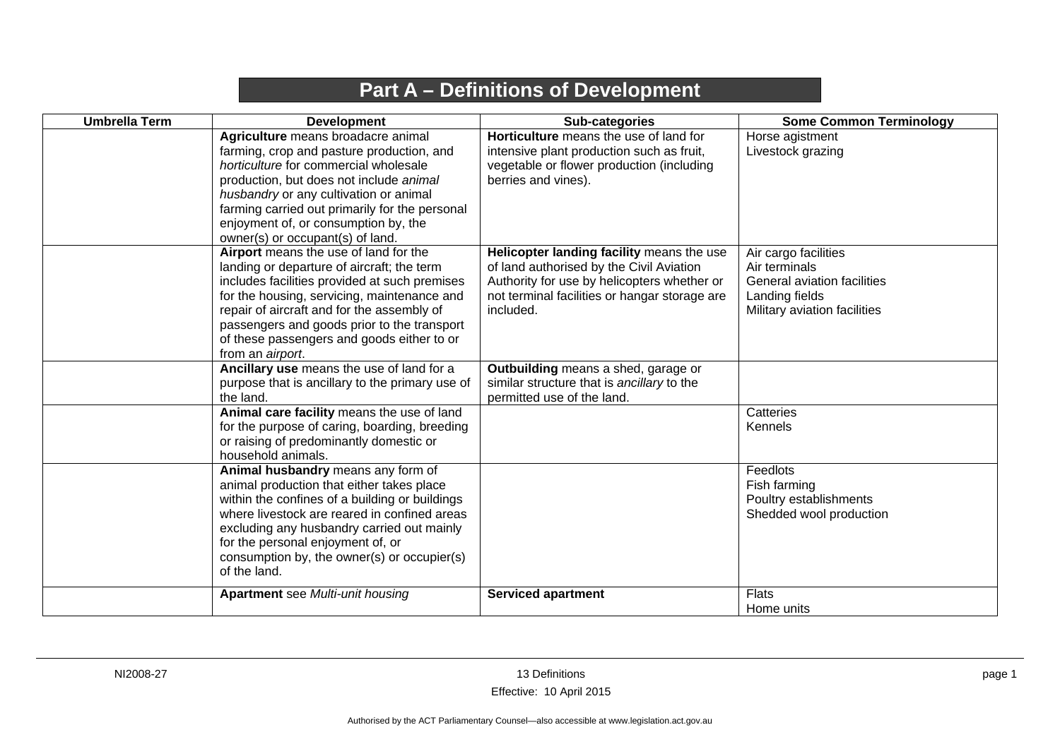# Part A – Definitions of Development

| Umbrella Term | Development | Sub-categories | Some Common Terminology |
|---|---|---|---|
| | **Agriculture** means broadacre animal farming, crop and pasture production, and *horticulture* for commercial wholesale production, but does not include *animal husbandry* or any cultivation or animal farming carried out primarily for the personal enjoyment of, or consumption by, the owner(s) or occupant(s) of land. | **Horticulture** means the use of land for intensive plant production such as fruit, vegetable or flower production (including berries and vines). | Horse agistment<br>Livestock grazing |
| | **Airport** means the use of land for the landing or departure of aircraft; the term includes facilities provided at such premises for the housing, servicing, maintenance and repair of aircraft and for the assembly of passengers and goods prior to the transport of these passengers and goods either to or from an *airport*. | **Helicopter landing facility** means the use of land authorised by the Civil Aviation Authority for use by helicopters whether or not terminal facilities or hangar storage are included. | Air cargo facilities<br>Air terminals<br>General aviation facilities<br>Landing fields<br>Military aviation facilities |
| | **Ancillary use** means the use of land for a purpose that is ancillary to the primary use of the land. | **Outbuilding** means a shed, garage or similar structure that is *ancillary* to the permitted use of the land. | |
| | **Animal care facility** means the use of land for the purpose of caring, boarding, breeding or raising of predominantly domestic or household animals. | | Catteries<br>Kennels |
| | **Animal husbandry** means any form of animal production that either takes place within the confines of a building or buildings where livestock are reared in confined areas excluding any husbandry carried out mainly for the personal enjoyment of, or consumption by, the owner(s) or occupier(s) of the land. | | Feedlots<br>Fish farming<br>Poultry establishments<br>Shedded wool production |
| | **Apartment** see *Multi-unit housing* | **Serviced apartment** | Flats<br>Home units |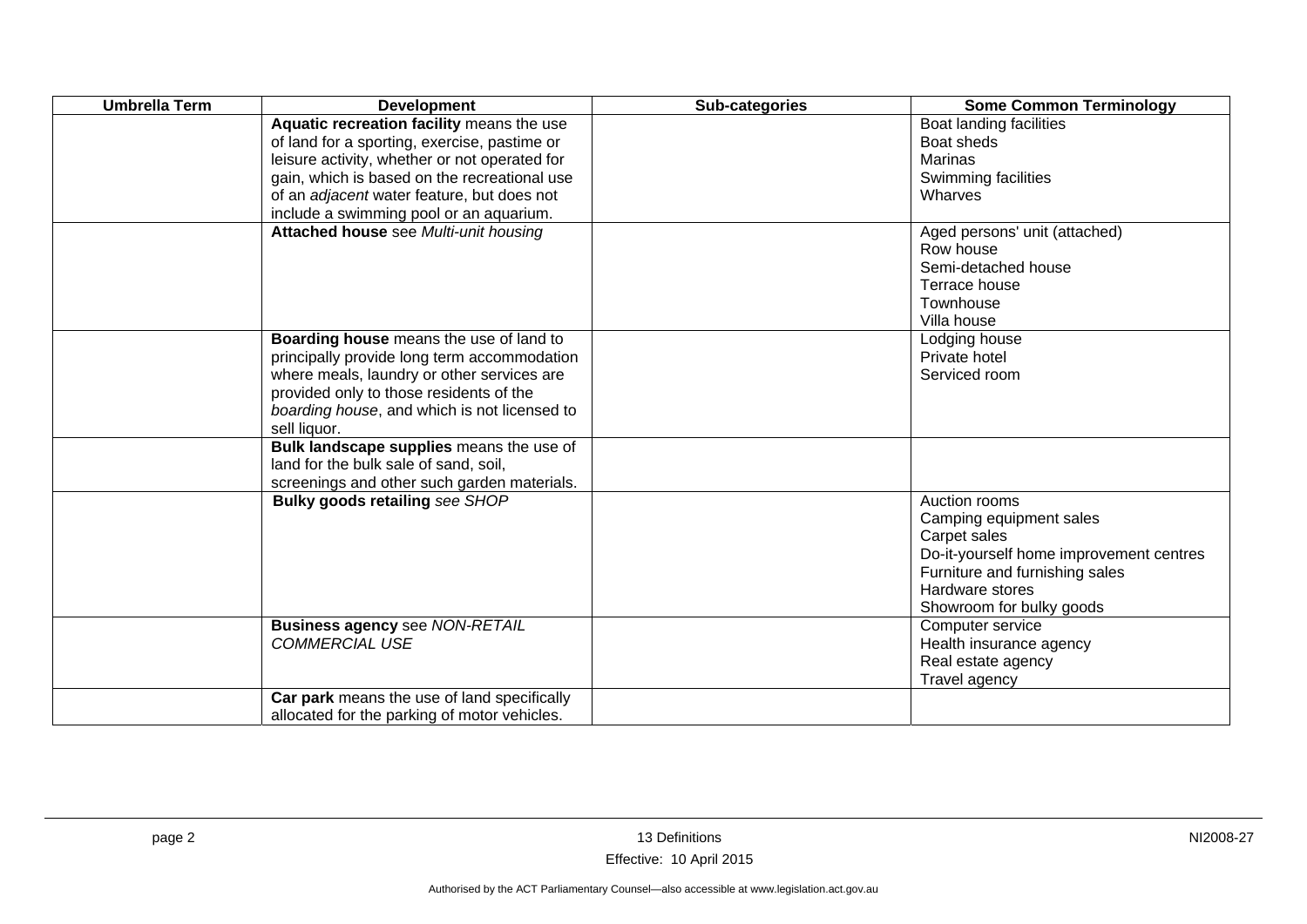| Umbrella Term | Development | Sub-categories | Some Common Terminology |
|---|---|---|---|
| | **Aquatic recreation facility** means the use of land for a sporting, exercise, pastime or leisure activity, whether or not operated for gain, which is based on the recreational use of an *adjacent* water feature, but does not include a swimming pool or an aquarium. | | Boat landing facilities<br>Boat sheds<br>Marinas<br>Swimming facilities<br>Wharves |
| | **Attached house** see *Multi-unit housing* | | Aged persons' unit (attached)<br>Row house<br>Semi-detached house<br>Terrace house<br>Townhouse<br>Villa house |
| | **Boarding house** means the use of land to principally provide long term accommodation where meals, laundry or other services are provided only to those residents of the *boarding house*, and which is not licensed to sell liquor. | | Lodging house<br>Private hotel<br>Serviced room |
| | **Bulk landscape supplies** means the use of land for the bulk sale of sand, soil, screenings and other such garden materials. | | |
| | **Bulky goods retailing** *see SHOP* | | Auction rooms<br>Camping equipment sales<br>Carpet sales<br>Do-it-yourself home improvement centres<br>Furniture and furnishing sales<br>Hardware stores<br>Showroom for bulky goods |
| | **Business agency** see *NON-RETAIL COMMERCIAL USE* | | Computer service<br>Health insurance agency<br>Real estate agency<br>Travel agency |
| | **Car park** means the use of land specifically allocated for the parking of motor vehicles. | | |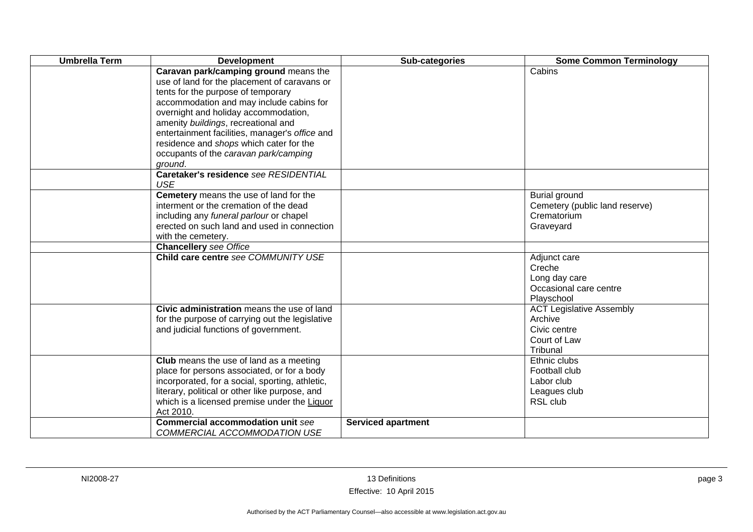| Umbrella Term | Development | Sub-categories | Some Common Terminology |
|---|---|---|---|
| | **Caravan park/camping ground** means the use of land for the placement of caravans or tents for the purpose of temporary accommodation and may include cabins for overnight and holiday accommodation, amenity *buildings*, recreational and entertainment facilities, manager's *office* and residence and *shops* which cater for the occupants of the *caravan park/camping ground*. | | Cabins |
| | **Caretaker's residence** *see RESIDENTIAL USE* | | |
| | **Cemetery** means the use of land for the interment or the cremation of the dead including any *funeral parlour* or chapel erected on such land and used in connection with the cemetery. | | Burial ground<br>Cemetery (public land reserve)<br>Crematorium<br>Graveyard |
| | **Chancellery** *see Office* | | |
| | **Child care centre** *see COMMUNITY USE* | | Adjunct care<br>Creche<br>Long day care<br>Occasional care centre<br>Playschool |
| | **Civic administration** means the use of land for the purpose of carrying out the legislative and judicial functions of government. | | ACT Legislative Assembly<br>Archive<br>Civic centre<br>Court of Law<br>Tribunal |
| | **Club** means the use of land as a meeting place for persons associated, or for a body incorporated, for a social, sporting, athletic, literary, political or other like purpose, and which is a licensed premise under the Liquor Act 2010. | | Ethnic clubs<br>Football club<br>Labor club<br>Leagues club<br>RSL club |
| | **Commercial accommodation unit** *see COMMERCIAL ACCOMMODATION USE* | **Serviced apartment** | |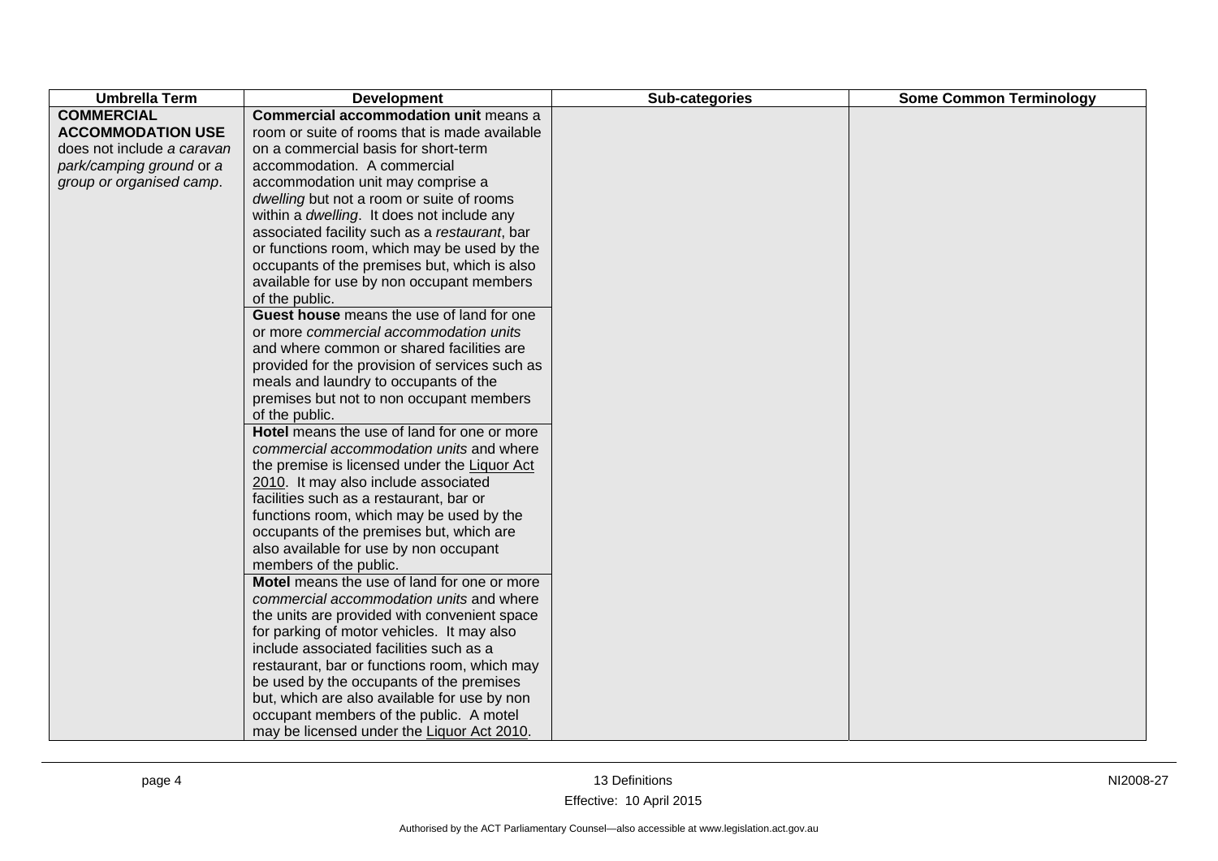| Umbrella Term | Development | Sub-categories | Some Common Terminology |
|---|---|---|---|
| **COMMERCIAL ACCOMMODATION USE** does not include *a caravan park/camping ground* or a *group or organised camp*. | **Commercial accommodation unit** means a room or suite of rooms that is made available on a commercial basis for short-term accommodation. A commercial accommodation unit may comprise a *dwelling* but not a room or suite of rooms within a *dwelling*. It does not include any associated facility such as a *restaurant*, bar or functions room, which may be used by the occupants of the premises but, which is also available for use by non occupant members of the public. | | |
| | **Guest house** means the use of land for one or more *commercial accommodation units* and where common or shared facilities are provided for the provision of services such as meals and laundry to occupants of the premises but not to non occupant members of the public. | | |
| | **Hotel** means the use of land for one or more *commercial accommodation units* and where the premise is licensed under the Liquor Act 2010. It may also include associated facilities such as a restaurant, bar or functions room, which may be used by the occupants of the premises but, which are also available for use by non occupant members of the public. | | |
| | **Motel** means the use of land for one or more *commercial accommodation units* and where the units are provided with convenient space for parking of motor vehicles. It may also include associated facilities such as a restaurant, bar or functions room, which may be used by the occupants of the premises but, which are also available for use by non occupant members of the public. A motel may be licensed under the Liquor Act 2010. | | |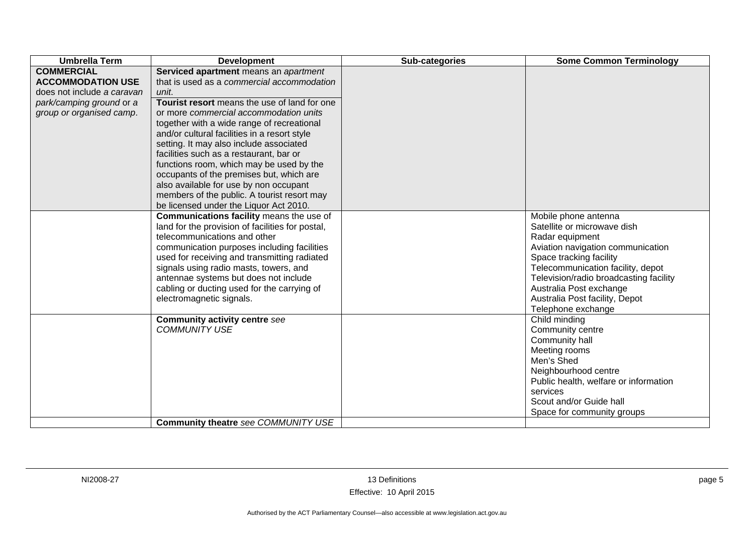| Umbrella Term | Development | Sub-categories | Some Common Terminology |
| --- | --- | --- | --- |
| **COMMERCIAL ACCOMMODATION USE** does not include *a caravan park/camping ground* or *a group or organised camp*. | **Serviced apartment** means an *apartment* that is used as a *commercial accommodation unit*.<br>**Tourist resort** means the use of land for one or more *commercial accommodation units* together with a wide range of recreational and/or cultural facilities in a resort style setting. It may also include associated facilities such as a restaurant, bar or functions room, which may be used by the occupants of the premises but, which are also available for use by non occupant members of the public. A tourist resort may be licensed under the Liquor Act 2010. | | |
| | **Communications facility** means the use of land for the provision of facilities for postal, telecommunications and other communication purposes including facilities used for receiving and transmitting radiated signals using radio masts, towers, and antennae systems but does not include cabling or ducting used for the carrying of electromagnetic signals. | | Mobile phone antenna<br>Satellite or microwave dish<br>Radar equipment<br>Aviation navigation communication<br>Space tracking facility<br>Telecommunication facility, depot<br>Television/radio broadcasting facility<br>Australia Post exchange<br>Australia Post facility, Depot<br>Telephone exchange |
| | **Community activity centre** *see COMMUNITY USE* | | Child minding<br>Community centre<br>Community hall<br>Meeting rooms<br>Men's Shed<br>Neighbourhood centre<br>Public health, welfare or information services<br>Scout and/or Guide hall<br>Space for community groups |
| | **Community theatre** *see COMMUNITY USE* | | |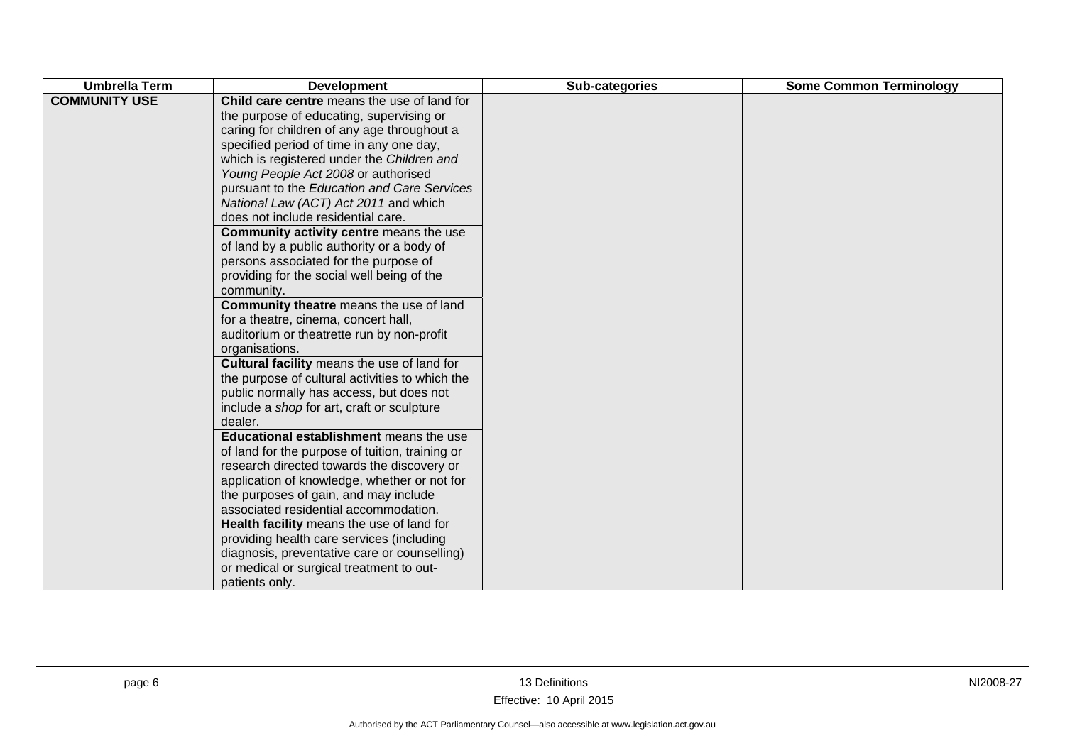| Umbrella Term | Development | Sub-categories | Some Common Terminology |
|---|---|---|---|
| **COMMUNITY USE** | **Child care centre** means the use of land for the purpose of educating, supervising or caring for children of any age throughout a specified period of time in any one day, which is registered under the *Children and Young People Act 2008* or authorised pursuant to the *Education and Care Services National Law (ACT) Act 2011* and which does not include residential care. | | |
| | **Community activity centre** means the use of land by a public authority or a body of persons associated for the purpose of providing for the social well being of the community. | | |
| | **Community theatre** means the use of land for a theatre, cinema, concert hall, auditorium or theatrette run by non-profit organisations. | | |
| | **Cultural facility** means the use of land for the purpose of cultural activities to which the public normally has access, but does not include a *shop* for art, craft or sculpture dealer. | | |
| | **Educational establishment** means the use of land for the purpose of tuition, training or research directed towards the discovery or application of knowledge, whether or not for the purposes of gain, and may include associated residential accommodation. | | |
| | **Health facility** means the use of land for providing health care services (including diagnosis, preventative care or counselling) or medical or surgical treatment to out-patients only. | | |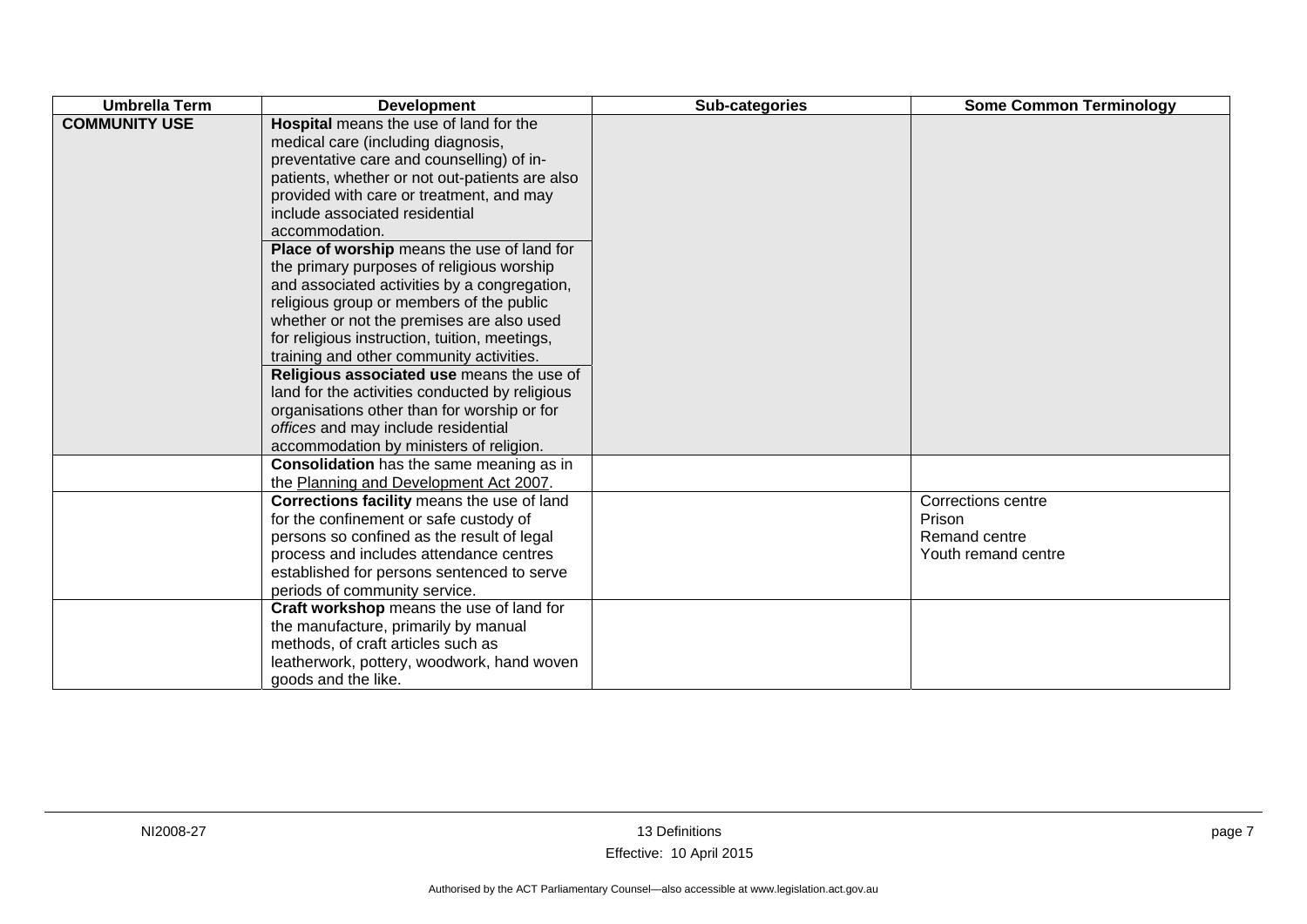| Umbrella Term | Development | Sub-categories | Some Common Terminology |
|---|---|---|---|
| **COMMUNITY USE** | **Hospital** means the use of land for the medical care (including diagnosis, preventative care and counselling) of in-patients, whether or not out-patients are also provided with care or treatment, and may include associated residential accommodation.<br>**Place of worship** means the use of land for the primary purposes of religious worship and associated activities by a congregation, religious group or members of the public whether or not the premises are also used for religious instruction, tuition, meetings, training and other community activities.<br>**Religious associated use** means the use of land for the activities conducted by religious organisations other than for worship or for *offices* and may include residential accommodation by ministers of religion. | | |
| | **Consolidation** has the same meaning as in the Planning and Development Act 2007. | | |
| | **Corrections facility** means the use of land for the confinement or safe custody of persons so confined as the result of legal process and includes attendance centres established for persons sentenced to serve periods of community service. | | Corrections centre<br>Prison<br>Remand centre<br>Youth remand centre |
| | **Craft workshop** means the use of land for the manufacture, primarily by manual methods, of craft articles such as leatherwork, pottery, woodwork, hand woven goods and the like. | | |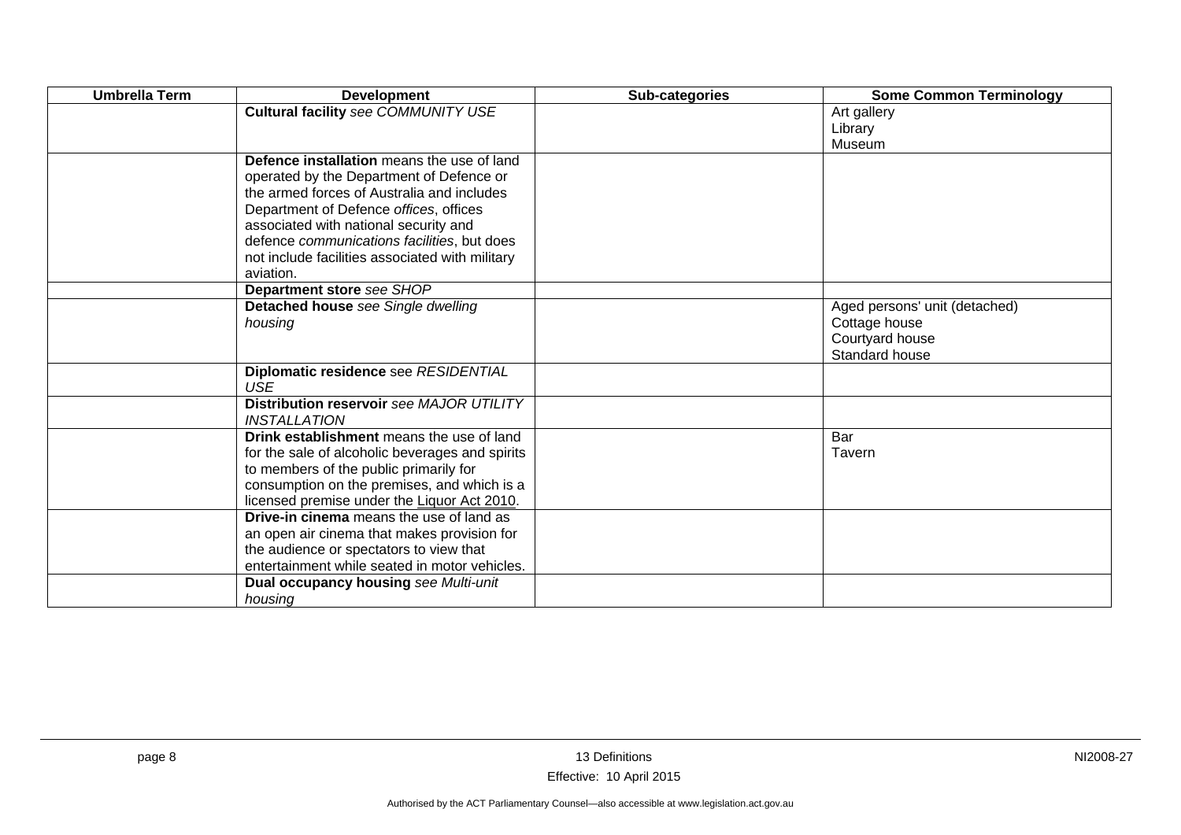| Umbrella Term | Development | Sub-categories | Some Common Terminology |
|---|---|---|---|
| | **Cultural facility** *see COMMUNITY USE* | | Art gallery<br>Library<br>Museum |
| | **Defence installation** means the use of land operated by the Department of Defence or the armed forces of Australia and includes Department of Defence *offices*, offices associated with national security and defence *communications facilities*, but does not include facilities associated with military aviation. | | |
| | **Department store** *see SHOP* | | |
| | **Detached house** *see Single dwelling housing* | | Aged persons' unit (detached)<br>Cottage house<br>Courtyard house<br>Standard house |
| | **Diplomatic residence** see *RESIDENTIAL USE* | | |
| | **Distribution reservoir** *see MAJOR UTILITY INSTALLATION* | | |
| | **Drink establishment** means the use of land for the sale of alcoholic beverages and spirits to members of the public primarily for consumption on the premises, and which is a licensed premise under the Liquor Act 2010. | | Bar<br>Tavern |
| | **Drive-in cinema** means the use of land as an open air cinema that makes provision for the audience or spectators to view that entertainment while seated in motor vehicles. | | |
| | **Dual occupancy housing** *see Multi-unit housing* | | |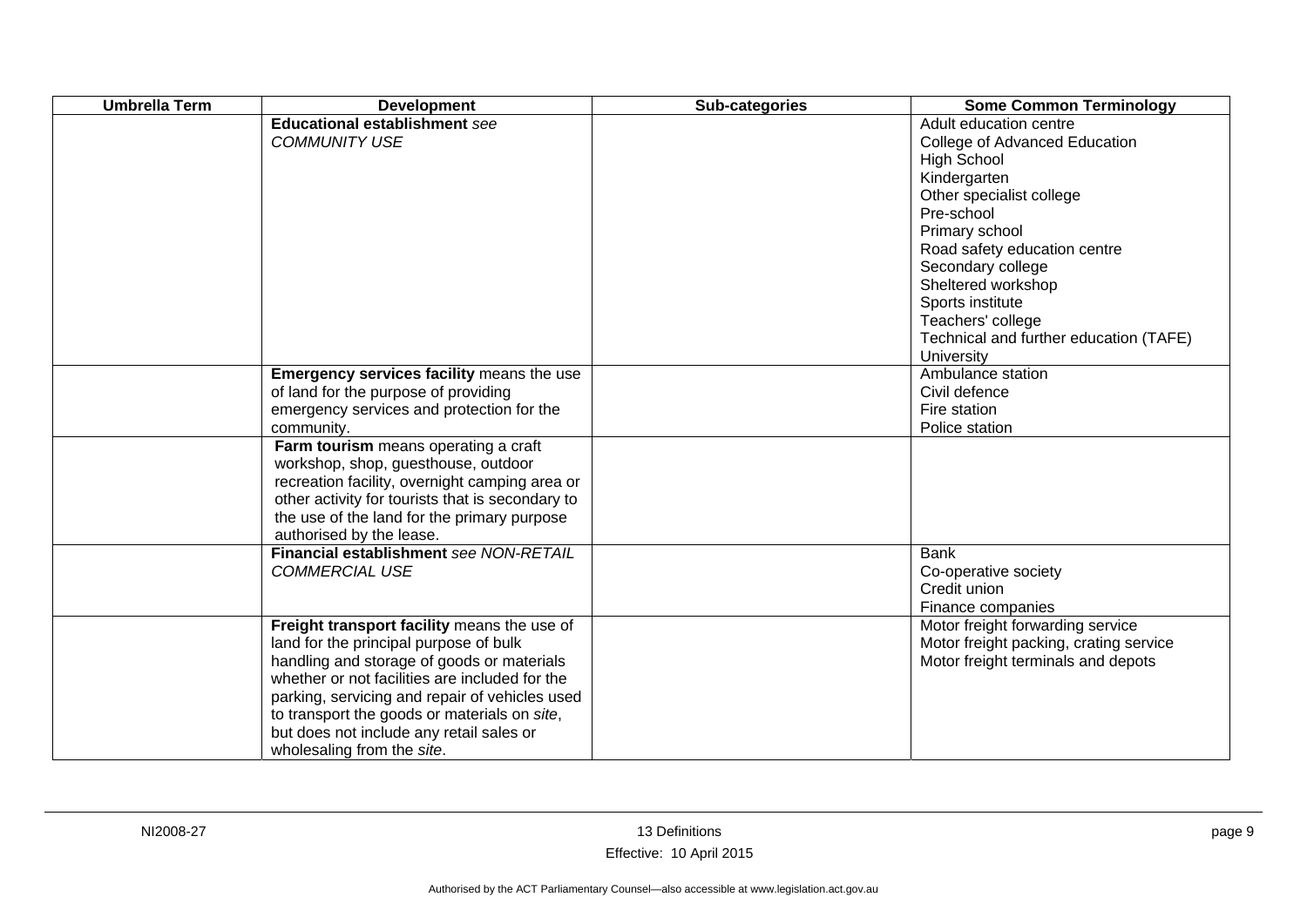| Umbrella Term | Development | Sub-categories | Some Common Terminology |
|---|---|---|---|
| | **Educational establishment** *see COMMUNITY USE* | | Adult education centre<br>College of Advanced Education<br>High School<br>Kindergarten<br>Other specialist college<br>Pre-school<br>Primary school<br>Road safety education centre<br>Secondary college<br>Sheltered workshop<br>Sports institute<br>Teachers' college<br>Technical and further education (TAFE)<br>University |
| | **Emergency services facility** means the use of land for the purpose of providing emergency services and protection for the community. | | Ambulance station<br>Civil defence<br>Fire station<br>Police station |
| | **Farm tourism** means operating a craft workshop, shop, guesthouse, outdoor recreation facility, overnight camping area or other activity for tourists that is secondary to the use of the land for the primary purpose authorised by the lease. | | |
| | **Financial establishment** *see NON-RETAIL COMMERCIAL USE* | | Bank<br>Co-operative society<br>Credit union<br>Finance companies |
| | **Freight transport facility** means the use of land for the principal purpose of bulk handling and storage of goods or materials whether or not facilities are included for the parking, servicing and repair of vehicles used to transport the goods or materials on *site*, but does not include any retail sales or wholesaling from the *site*. | | Motor freight forwarding service<br>Motor freight packing, crating service<br>Motor freight terminals and depots |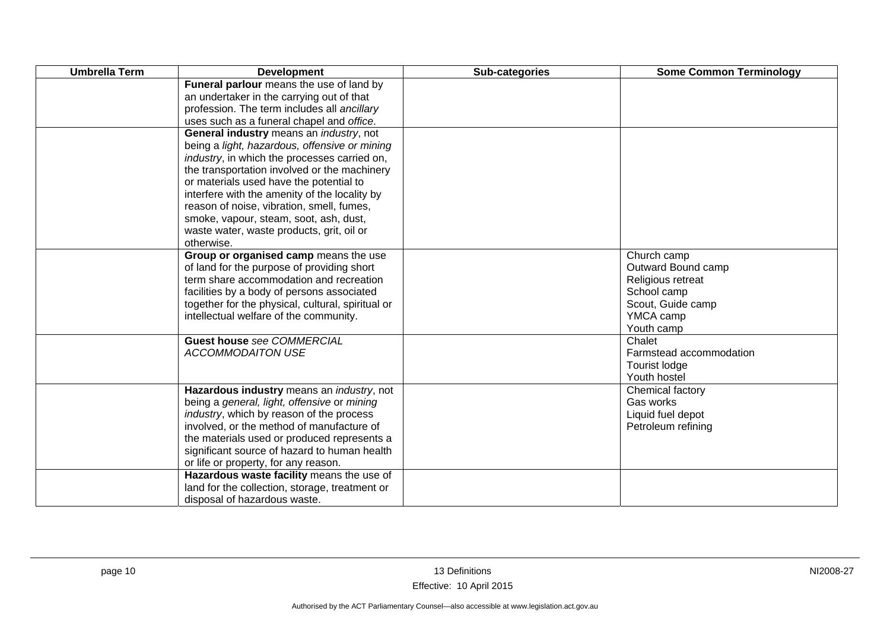| Umbrella Term | Development | Sub-categories | Some Common Terminology |
|---|---|---|---|
| | **Funeral parlour** means the use of land by an undertaker in the carrying out of that profession. The term includes all *ancillary* uses such as a funeral chapel and *office*. | | |
| | **General industry** means an *industry*, not being a *light, hazardous, offensive or mining industry*, in which the processes carried on, the transportation involved or the machinery or materials used have the potential to interfere with the amenity of the locality by reason of noise, vibration, smell, fumes, smoke, vapour, steam, soot, ash, dust, waste water, waste products, grit, oil or otherwise. | | |
| | **Group or organised camp** means the use of land for the purpose of providing short term share accommodation and recreation facilities by a body of persons associated together for the physical, cultural, spiritual or intellectual welfare of the community. | | Church camp<br>Outward Bound camp<br>Religious retreat<br>School camp<br>Scout, Guide camp<br>YMCA camp<br>Youth camp |
| | **Guest house** *see COMMERCIAL ACCOMMODAITON USE* | | Chalet<br>Farmstead accommodation<br>Tourist lodge<br>Youth hostel |
| | **Hazardous industry** means an *industry*, not being a *general, light, offensive* or *mining industry*, which by reason of the process involved, or the method of manufacture of the materials used or produced represents a significant source of hazard to human health or life or property, for any reason. | | Chemical factory<br>Gas works<br>Liquid fuel depot<br>Petroleum refining |
| | **Hazardous waste facility** means the use of land for the collection, storage, treatment or disposal of hazardous waste. | | |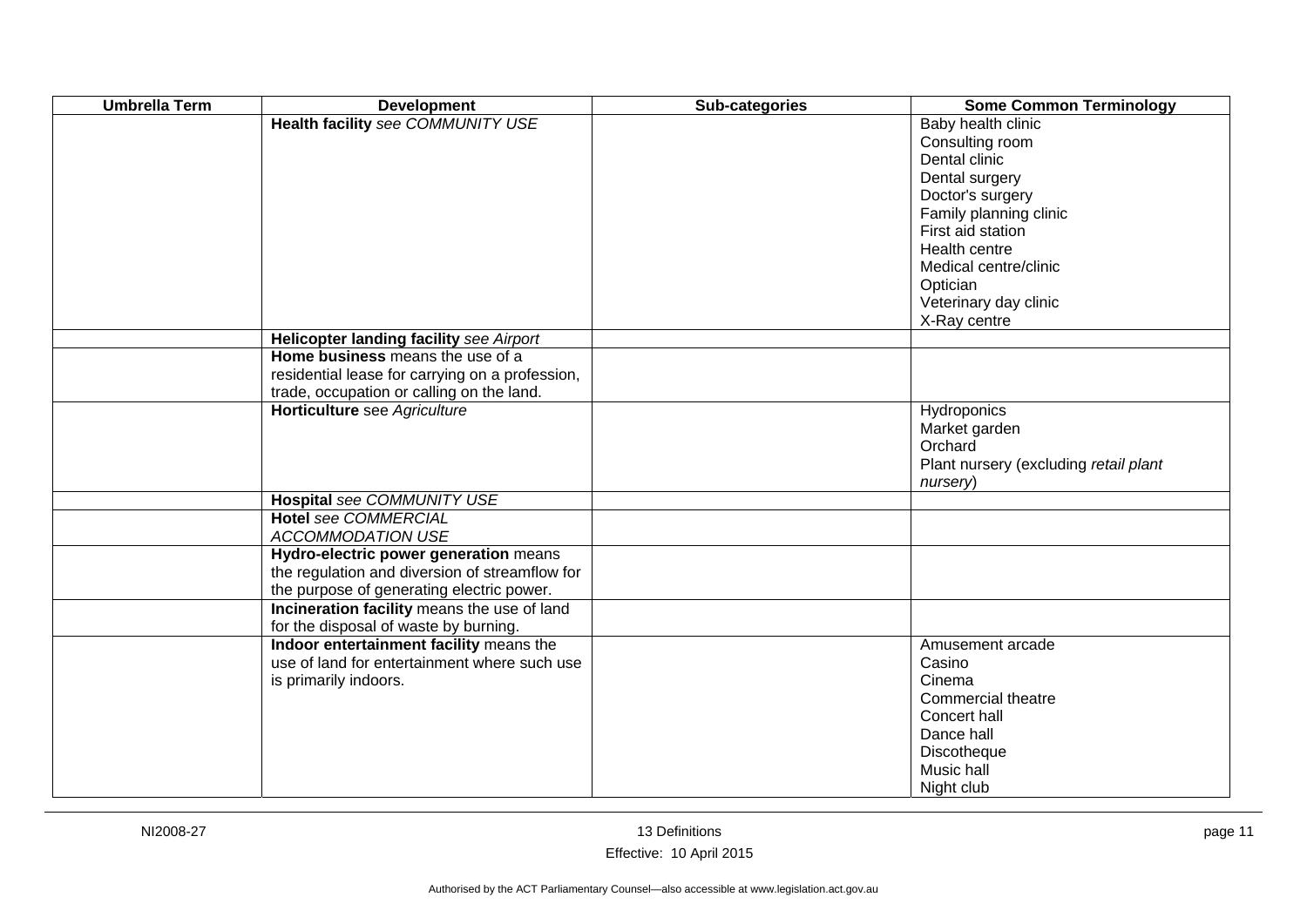| Umbrella Term | Development | Sub-categories | Some Common Terminology |
|---|---|---|---|
| | **Health facility** *see COMMUNITY USE* | | Baby health clinic<br>Consulting room<br>Dental clinic<br>Dental surgery<br>Doctor's surgery<br>Family planning clinic<br>First aid station<br>Health centre<br>Medical centre/clinic<br>Optician<br>Veterinary day clinic<br>X-Ray centre |
| | **Helicopter landing facility** *see Airport* | | |
| | **Home business** means the use of a residential lease for carrying on a profession, trade, occupation or calling on the land. | | |
| | **Horticulture** see *Agriculture* | | Hydroponics<br>Market garden<br>Orchard<br>Plant nursery (excluding *retail plant nursery*) |
| | **Hospital** *see COMMUNITY USE* | | |
| | **Hotel** *see COMMERCIAL ACCOMMODATION USE* | | |
| | **Hydro-electric power generation** means the regulation and diversion of streamflow for the purpose of generating electric power. | | |
| | **Incineration facility** means the use of land for the disposal of waste by burning. | | |
| | **Indoor entertainment facility** means the use of land for entertainment where such use is primarily indoors. | | Amusement arcade<br>Casino<br>Cinema<br>Commercial theatre<br>Concert hall<br>Dance hall<br>Discotheque<br>Music hall<br>Night club |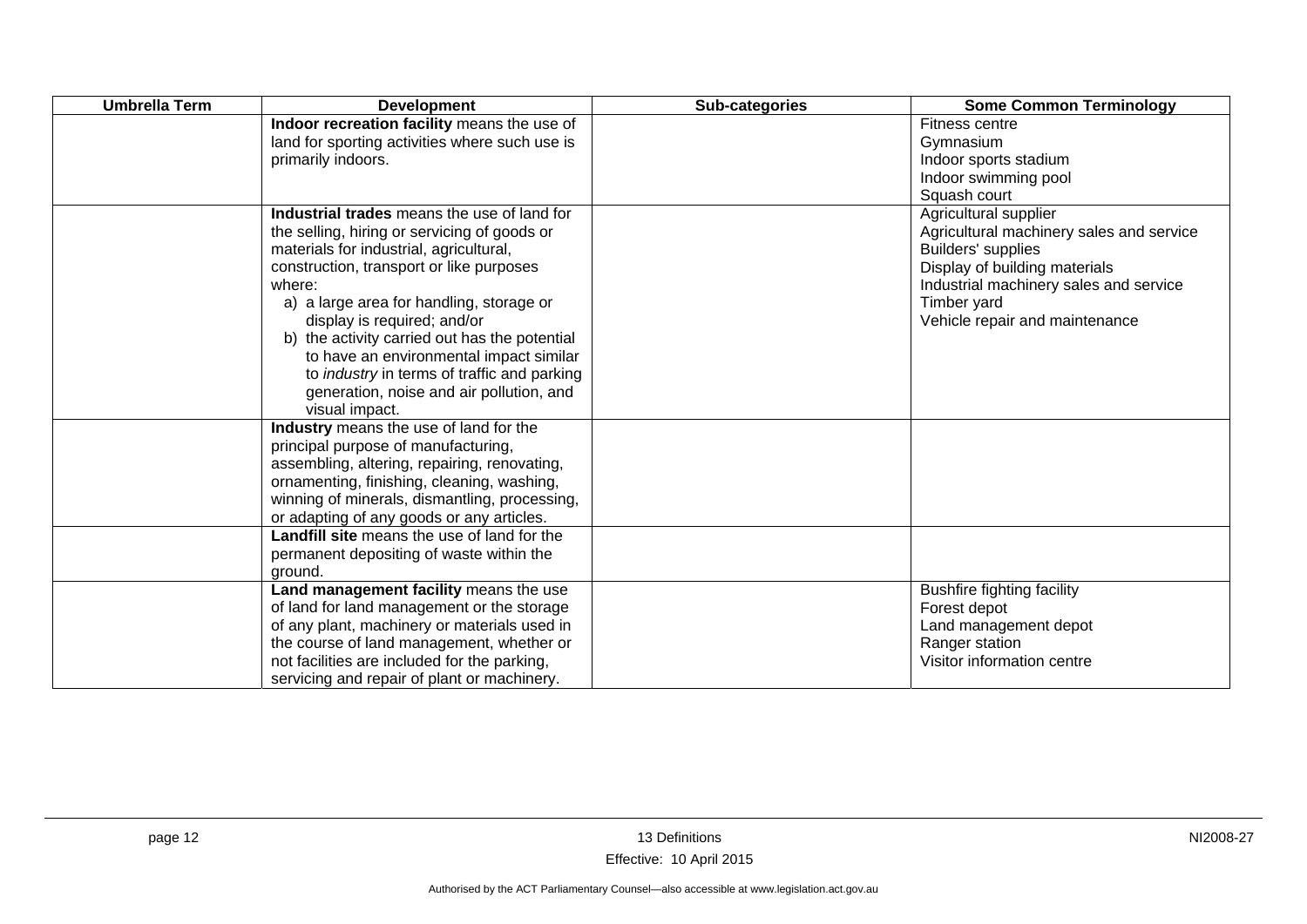| Umbrella Term | Development | Sub-categories | Some Common Terminology |
|---|---|---|---|
| | **Indoor recreation facility** means the use of land for sporting activities where such use is primarily indoors. | | Fitness centre<br>Gymnasium<br>Indoor sports stadium<br>Indoor swimming pool<br>Squash court |
| | **Industrial trades** means the use of land for the selling, hiring or servicing of goods or materials for industrial, agricultural, construction, transport or like purposes where:<br>a) a large area for handling, storage or display is required; and/or<br>b) the activity carried out has the potential to have an environmental impact similar to *industry* in terms of traffic and parking generation, noise and air pollution, and visual impact. | | Agricultural supplier<br>Agricultural machinery sales and service<br>Builders' supplies<br>Display of building materials<br>Industrial machinery sales and service<br>Timber yard<br>Vehicle repair and maintenance |
| | **Industry** means the use of land for the principal purpose of manufacturing, assembling, altering, repairing, renovating, ornamenting, finishing, cleaning, washing, winning of minerals, dismantling, processing, or adapting of any goods or any articles. | | |
| | **Landfill site** means the use of land for the permanent depositing of waste within the ground. | | |
| | **Land management facility** means the use of land for land management or the storage of any plant, machinery or materials used in the course of land management, whether or not facilities are included for the parking, servicing and repair of plant or machinery. | | Bushfire fighting facility<br>Forest depot<br>Land management depot<br>Ranger station<br>Visitor information centre |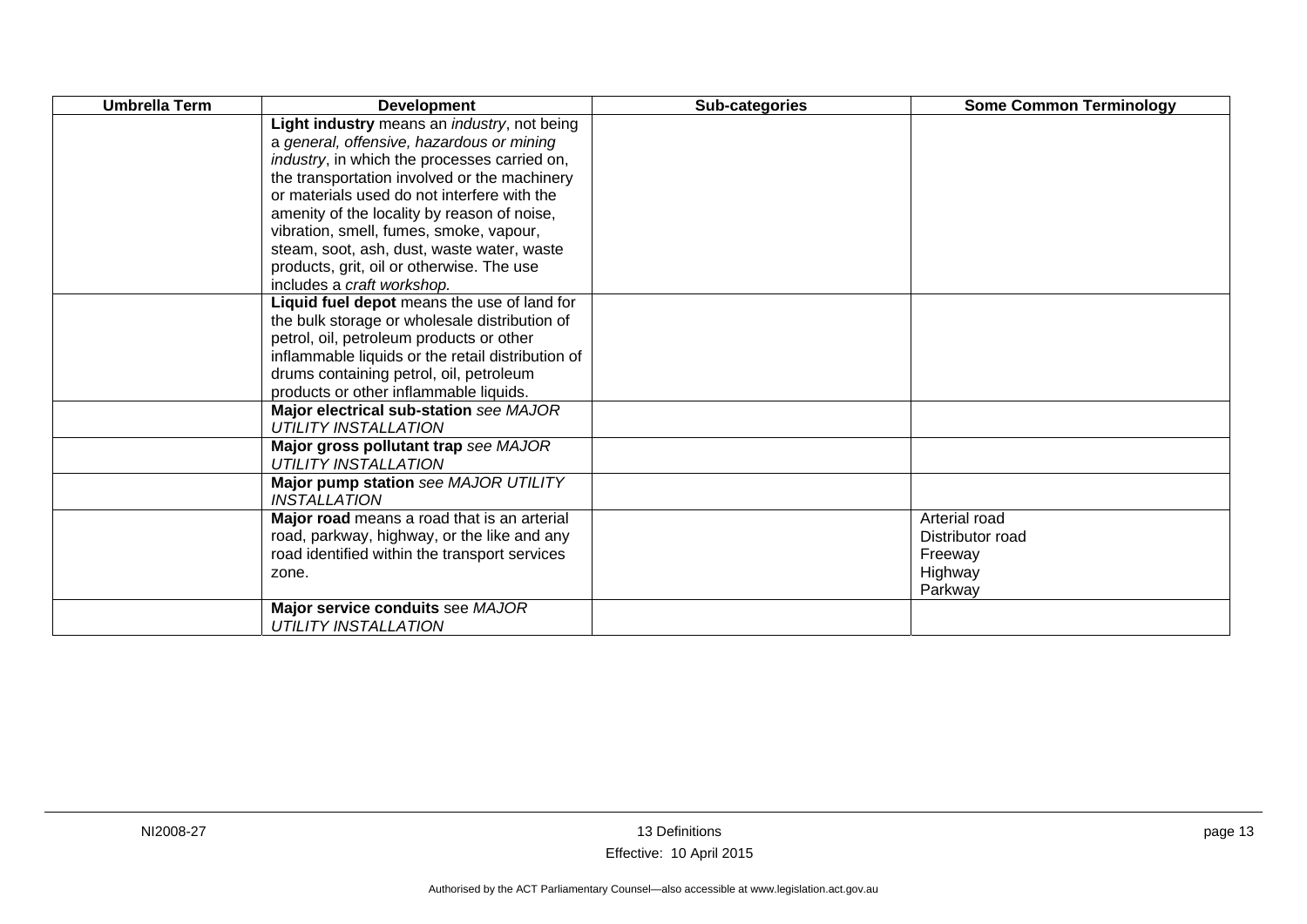| Umbrella Term | Development | Sub-categories | Some Common Terminology |
|---|---|---|---|
| | **Light industry** means an *industry*, not being a *general, offensive, hazardous or mining industry*, in which the processes carried on, the transportation involved or the machinery or materials used do not interfere with the amenity of the locality by reason of noise, vibration, smell, fumes, smoke, vapour, steam, soot, ash, dust, waste water, waste products, grit, oil or otherwise. The use includes a *craft workshop*. | | |
| | **Liquid fuel depot** means the use of land for the bulk storage or wholesale distribution of petrol, oil, petroleum products or other inflammable liquids or the retail distribution of drums containing petrol, oil, petroleum products or other inflammable liquids. | | |
| | **Major electrical sub-station** *see MAJOR UTILITY INSTALLATION* | | |
| | **Major gross pollutant trap** *see MAJOR UTILITY INSTALLATION* | | |
| | **Major pump station** *see MAJOR UTILITY INSTALLATION* | | |
| | **Major road** means a road that is an arterial road, parkway, highway, or the like and any road identified within the transport services zone. | | Arterial road<br>Distributor road<br>Freeway<br>Highway<br>Parkway |
| | **Major service conduits** see *MAJOR UTILITY INSTALLATION* | | |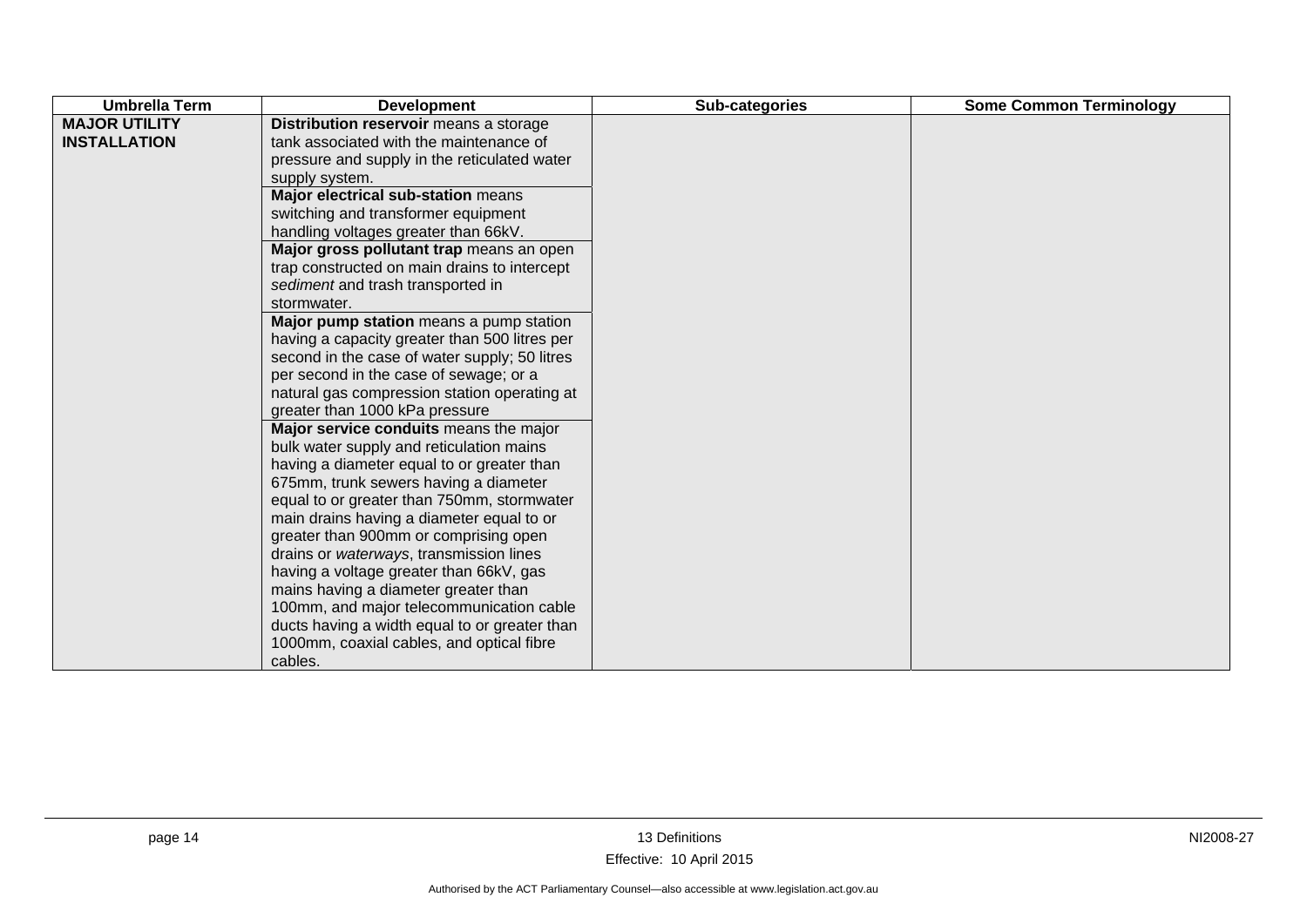| Umbrella Term | Development | Sub-categories | Some Common Terminology |
|---|---|---|---|
| **MAJOR UTILITY INSTALLATION** | **Distribution reservoir** means a storage tank associated with the maintenance of pressure and supply in the reticulated water supply system. | | |
| | **Major electrical sub-station** means switching and transformer equipment handling voltages greater than 66kV. | | |
| | **Major gross pollutant trap** means an open trap constructed on main drains to intercept *sediment* and trash transported in stormwater. | | |
| | **Major pump station** means a pump station having a capacity greater than 500 litres per second in the case of water supply; 50 litres per second in the case of sewage; or a natural gas compression station operating at greater than 1000 kPa pressure | | |
| | **Major service conduits** means the major bulk water supply and reticulation mains having a diameter equal to or greater than 675mm, trunk sewers having a diameter equal to or greater than 750mm, stormwater main drains having a diameter equal to or greater than 900mm or comprising open drains or *waterways*, transmission lines having a voltage greater than 66kV, gas mains having a diameter greater than 100mm, and major telecommunication cable ducts having a width equal to or greater than 1000mm, coaxial cables, and optical fibre cables. | | |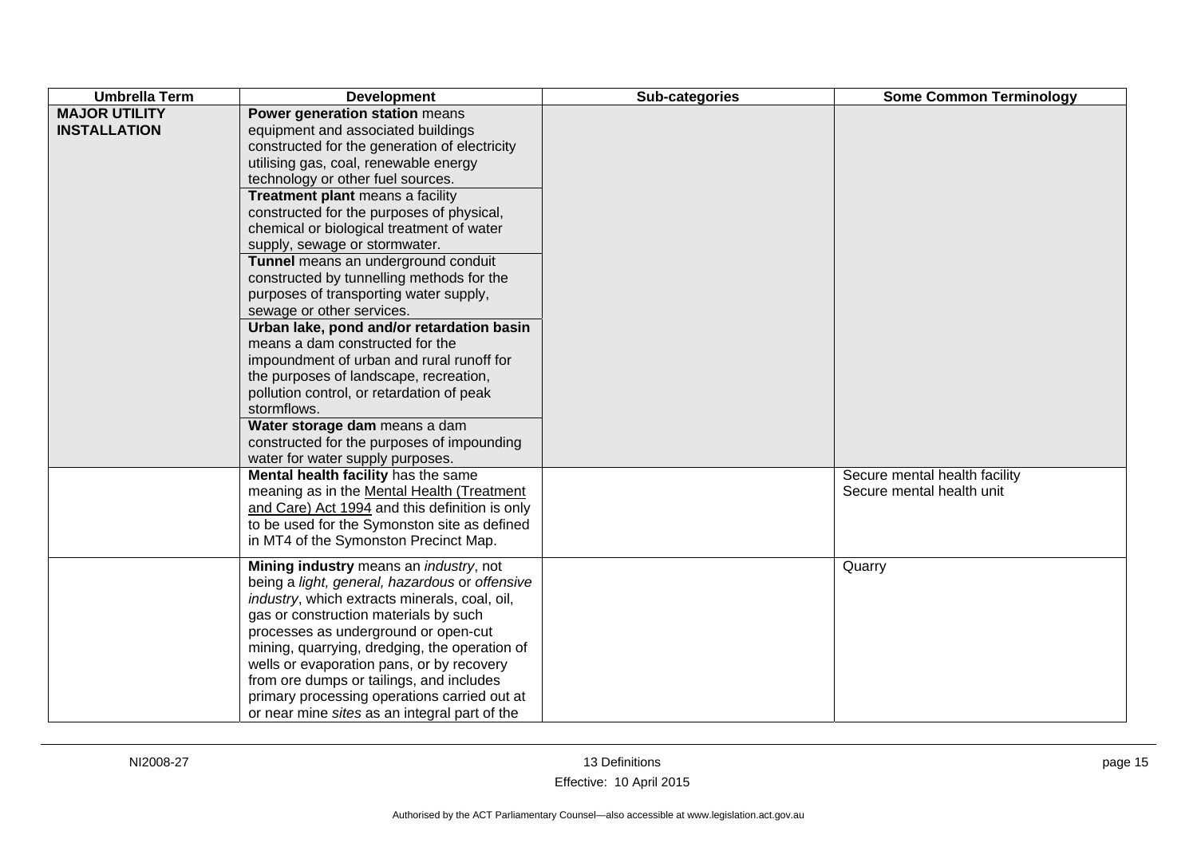| Umbrella Term | Development | Sub-categories | Some Common Terminology |
|---|---|---|---|
| **MAJOR UTILITY INSTALLATION** | **Power generation station** means equipment and associated buildings constructed for the generation of electricity utilising gas, coal, renewable energy technology or other fuel sources. | | |
| | **Treatment plant** means a facility constructed for the purposes of physical, chemical or biological treatment of water supply, sewage or stormwater. | | |
| | **Tunnel** means an underground conduit constructed by tunnelling methods for the purposes of transporting water supply, sewage or other services. | | |
| | **Urban lake, pond and/or retardation basin** means a dam constructed for the impoundment of urban and rural runoff for the purposes of landscape, recreation, pollution control, or retardation of peak stormflows. | | |
| | **Water storage dam** means a dam constructed for the purposes of impounding water for water supply purposes. | | |
| | **Mental health facility** has the same meaning as in the Mental Health (Treatment and Care) Act 1994 and this definition is only to be used for the Symonston site as defined in MT4 of the Symonston Precinct Map. | | Secure mental health facility<br>Secure mental health unit |
| | **Mining industry** means an *industry*, not being a *light, general, hazardous* or *offensive industry*, which extracts minerals, coal, oil, gas or construction materials by such processes as underground or open-cut mining, quarrying, dredging, the operation of wells or evaporation pans, or by recovery from ore dumps or tailings, and includes primary processing operations carried out at or near mine *sites* as an integral part of the | | Quarry |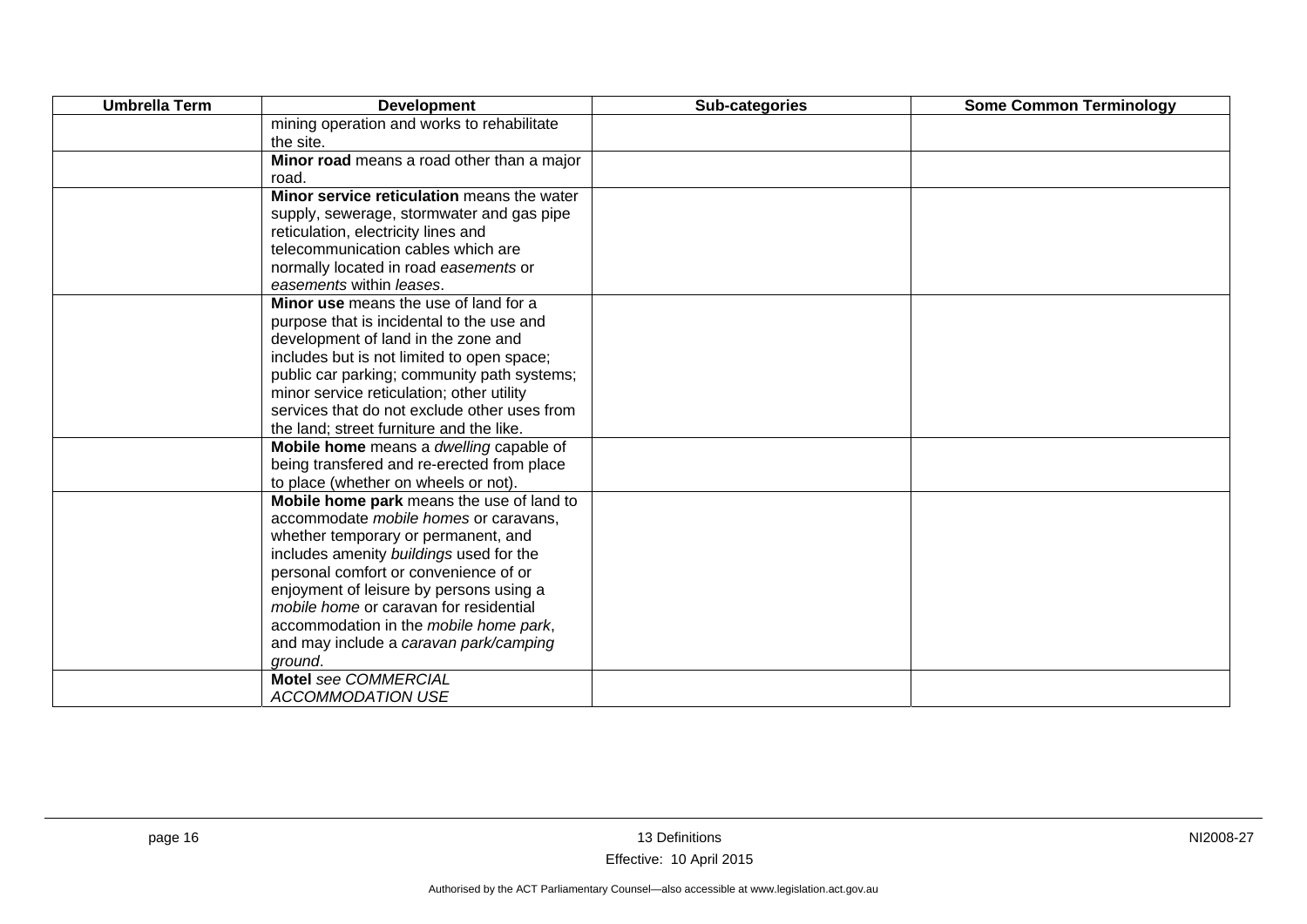| Umbrella Term | Development | Sub-categories | Some Common Terminology |
|---|---|---|---|
| | mining operation and works to rehabilitate the site. | | |
| | **Minor road** means a road other than a major road. | | |
| | **Minor service reticulation** means the water supply, sewerage, stormwater and gas pipe reticulation, electricity lines and telecommunication cables which are normally located in road *easements* or *easements* within *leases*. | | |
| | **Minor use** means the use of land for a purpose that is incidental to the use and development of land in the zone and includes but is not limited to open space; public car parking; community path systems; minor service reticulation; other utility services that do not exclude other uses from the land; street furniture and the like. | | |
| | **Mobile home** means a *dwelling* capable of being transfered and re-erected from place to place (whether on wheels or not). | | |
| | **Mobile home park** means the use of land to accommodate *mobile homes* or caravans, whether temporary or permanent, and includes amenity *buildings* used for the personal comfort or convenience of or enjoyment of leisure by persons using a *mobile home* or caravan for residential accommodation in the *mobile home park*, and may include a *caravan park/camping ground*. | | |
| | **Motel** *see COMMERCIAL ACCOMMODATION USE* | | |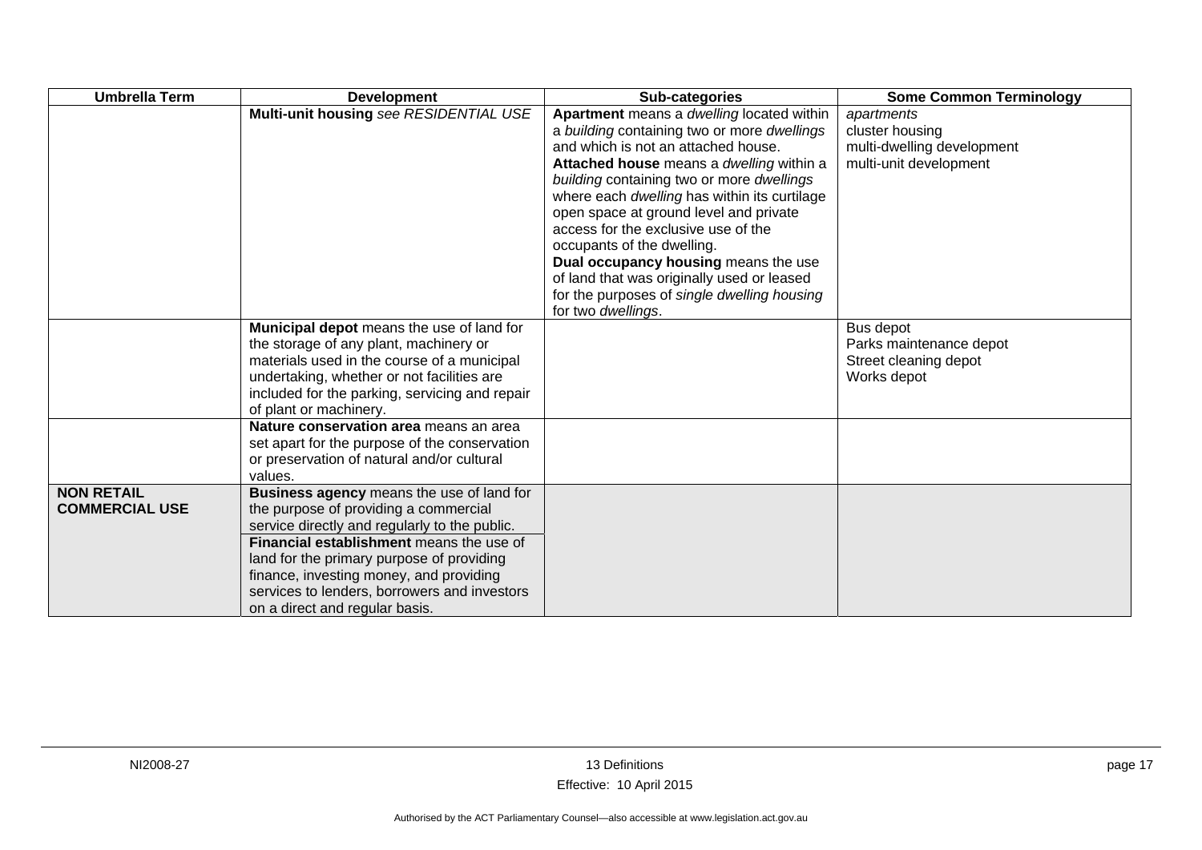| Umbrella Term | Development | Sub-categories | Some Common Terminology |
|---|---|---|---|
| | **Multi-unit housing** *see RESIDENTIAL USE* | **Apartment** means a *dwelling* located within a *building* containing two or more *dwellings* and which is not an attached house.<br>**Attached house** means a *dwelling* within a *building* containing two or more *dwellings* where each *dwelling* has within its curtilage open space at ground level and private access for the exclusive use of the occupants of the dwelling.<br>**Dual occupancy housing** means the use of land that was originally used or leased for the purposes of *single dwelling housing* for two *dwellings*. | *apartments*<br>cluster housing<br>multi-dwelling development<br>multi-unit development |
| | **Municipal depot** means the use of land for the storage of any plant, machinery or materials used in the course of a municipal undertaking, whether or not facilities are included for the parking, servicing and repair of plant or machinery. | | Bus depot<br>Parks maintenance depot<br>Street cleaning depot<br>Works depot |
| | **Nature conservation area** means an area set apart for the purpose of the conservation or preservation of natural and/or cultural values. | | |
| **NON RETAIL COMMERCIAL USE** | **Business agency** means the use of land for the purpose of providing a commercial service directly and regularly to the public.<br>**Financial establishment** means the use of land for the primary purpose of providing finance, investing money, and providing services to lenders, borrowers and investors on a direct and regular basis. | | |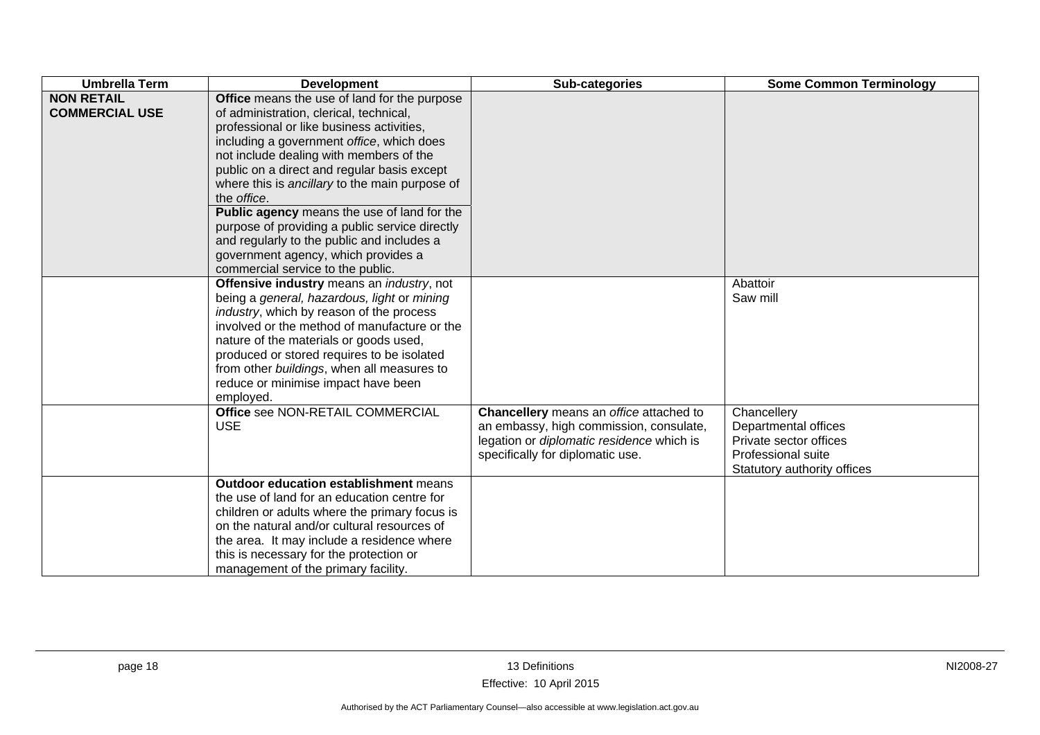| Umbrella Term | Development | Sub-categories | Some Common Terminology |
| --- | --- | --- | --- |
| **NON RETAIL COMMERCIAL USE** | **Office** means the use of land for the purpose of administration, clerical, technical, professional or like business activities, including a government *office*, which does not include dealing with members of the public on a direct and regular basis except where this is *ancillary* to the main purpose of the *office*.<br>**Public agency** means the use of land for the purpose of providing a public service directly and regularly to the public and includes a government agency, which provides a commercial service to the public. | | |
| | **Offensive industry** means an *industry*, not being a *general, hazardous, light* or *mining industry*, which by reason of the process involved or the method of manufacture or the nature of the materials or goods used, produced or stored requires to be isolated from other *buildings*, when all measures to reduce or minimise impact have been employed. | | Abattoir<br>Saw mill |
| | **Office** see NON-RETAIL COMMERCIAL USE | **Chancellery** means an *office* attached to an embassy, high commission, consulate, legation or *diplomatic residence* which is specifically for diplomatic use. | Chancellery<br>Departmental offices<br>Private sector offices<br>Professional suite<br>Statutory authority offices |
| | **Outdoor education establishment** means the use of land for an education centre for children or adults where the primary focus is on the natural and/or cultural resources of the area. It may include a residence where this is necessary for the protection or management of the primary facility. | | |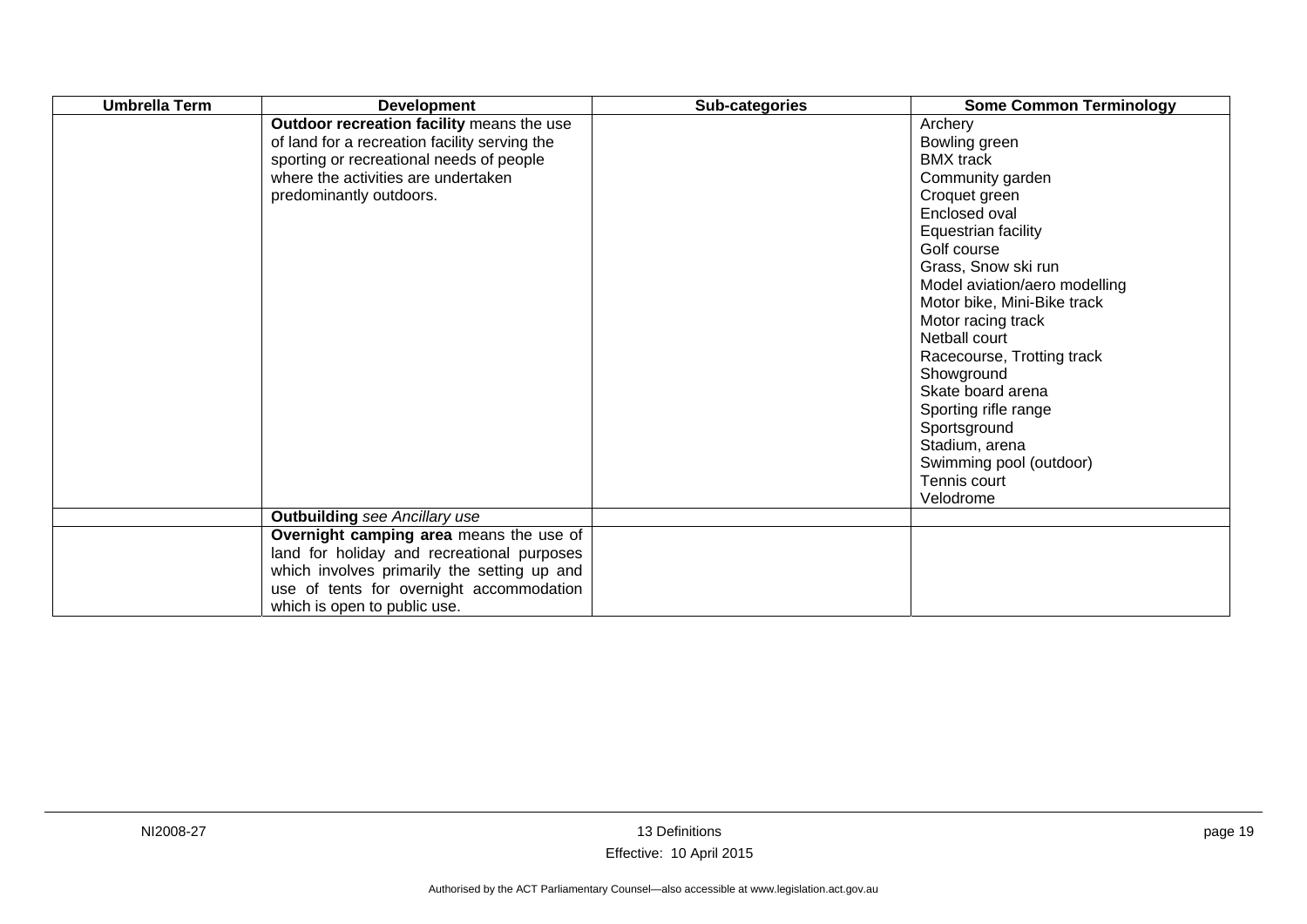| Umbrella Term | Development | Sub-categories | Some Common Terminology |
| --- | --- | --- | --- |
| | **Outdoor recreation facility** means the use of land for a recreation facility serving the sporting or recreational needs of people where the activities are undertaken predominantly outdoors. | | Archery<br>Bowling green<br>BMX track<br>Community garden<br>Croquet green<br>Enclosed oval<br>Equestrian facility<br>Golf course<br>Grass, Snow ski run<br>Model aviation/aero modelling<br>Motor bike, Mini-Bike track<br>Motor racing track<br>Netball court<br>Racecourse, Trotting track<br>Showground<br>Skate board arena<br>Sporting rifle range<br>Sportsground<br>Stadium, arena<br>Swimming pool (outdoor)<br>Tennis court<br>Velodrome |
| | **Outbuilding** *see Ancillary use* | | |
| | **Overnight camping area** means the use of land for holiday and recreational purposes which involves primarily the setting up and use of tents for overnight accommodation which is open to public use. | | |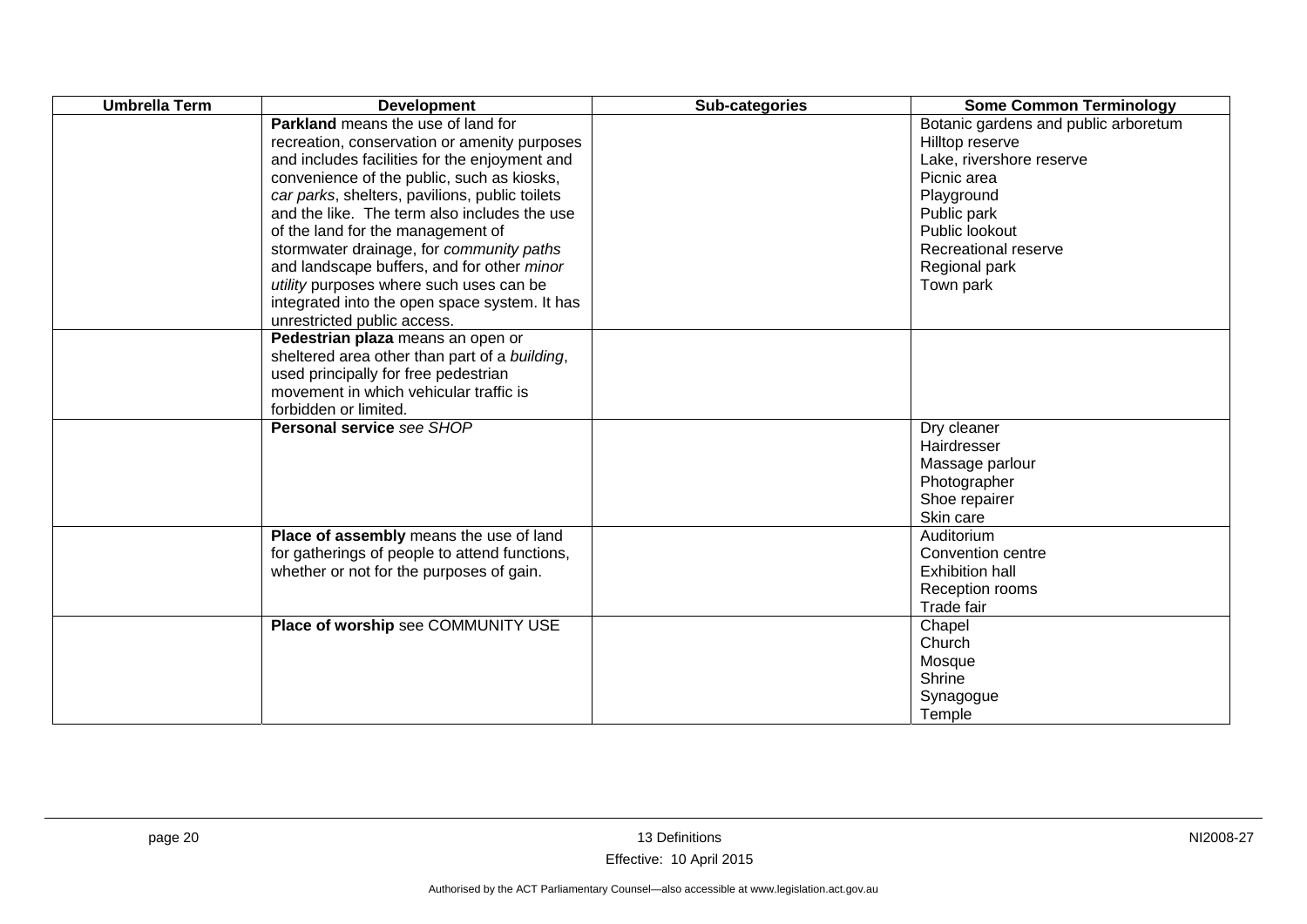| Umbrella Term | Development | Sub-categories | Some Common Terminology |
|---|---|---|---|
| | **Parkland** means the use of land for recreation, conservation or amenity purposes and includes facilities for the enjoyment and convenience of the public, such as kiosks, *car parks*, shelters, pavilions, public toilets and the like. The term also includes the use of the land for the management of stormwater drainage, for *community paths* and landscape buffers, and for other *minor utility* purposes where such uses can be integrated into the open space system. It has unrestricted public access. | | Botanic gardens and public arboretum<br>Hilltop reserve<br>Lake, rivershore reserve<br>Picnic area<br>Playground<br>Public park<br>Public lookout<br>Recreational reserve<br>Regional park<br>Town park |
| | **Pedestrian plaza** means an open or sheltered area other than part of a *building*, used principally for free pedestrian movement in which vehicular traffic is forbidden or limited. | | |
| | **Personal service** *see SHOP* | | Dry cleaner<br>Hairdresser<br>Massage parlour<br>Photographer<br>Shoe repairer<br>Skin care |
| | **Place of assembly** means the use of land for gatherings of people to attend functions, whether or not for the purposes of gain. | | Auditorium<br>Convention centre<br>Exhibition hall<br>Reception rooms<br>Trade fair |
| | **Place of worship** see COMMUNITY USE | | Chapel<br>Church<br>Mosque<br>Shrine<br>Synagogue<br>Temple |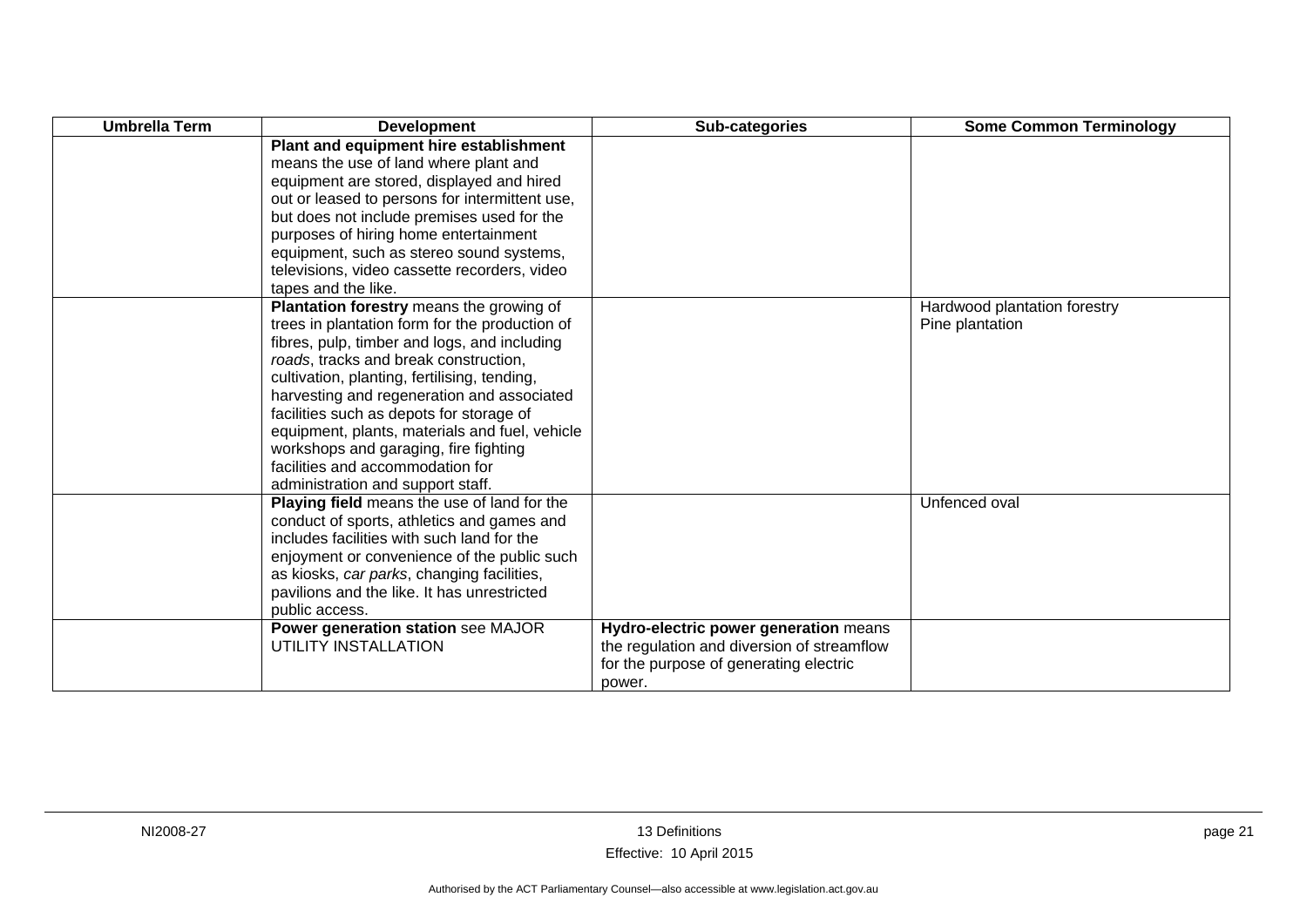| Umbrella Term | Development | Sub-categories | Some Common Terminology |
|---|---|---|---|
| | **Plant and equipment hire establishment** means the use of land where plant and equipment are stored, displayed and hired out or leased to persons for intermittent use, but does not include premises used for the purposes of hiring home entertainment equipment, such as stereo sound systems, televisions, video cassette recorders, video tapes and the like. | | |
| | **Plantation forestry** means the growing of trees in plantation form for the production of fibres, pulp, timber and logs, and including *roads*, tracks and break construction, cultivation, planting, fertilising, tending, harvesting and regeneration and associated facilities such as depots for storage of equipment, plants, materials and fuel, vehicle workshops and garaging, fire fighting facilities and accommodation for administration and support staff. | | Hardwood plantation forestry<br>Pine plantation |
| | **Playing field** means the use of land for the conduct of sports, athletics and games and includes facilities with such land for the enjoyment or convenience of the public such as kiosks, *car parks*, changing facilities, pavilions and the like. It has unrestricted public access. | | Unfenced oval |
| | **Power generation station** see MAJOR UTILITY INSTALLATION | **Hydro-electric power generation** means the regulation and diversion of streamflow for the purpose of generating electric power. | |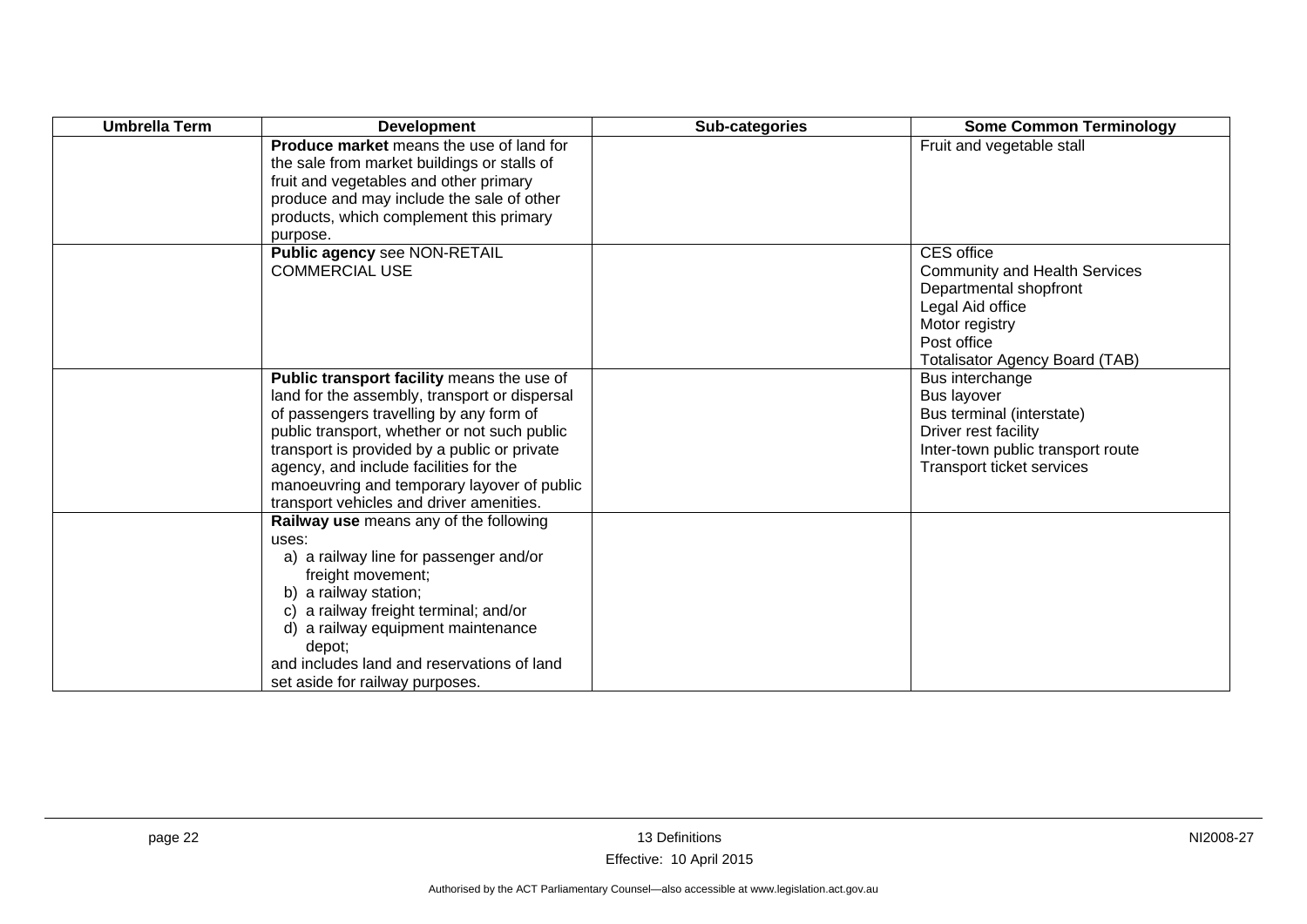| Umbrella Term | Development | Sub-categories | Some Common Terminology |
|---|---|---|---|
| | **Produce market** means the use of land for the sale from market buildings or stalls of fruit and vegetables and other primary produce and may include the sale of other products, which complement this primary purpose. | | Fruit and vegetable stall |
| | **Public agency** see NON-RETAIL COMMERCIAL USE | | CES office<br>Community and Health Services<br>Departmental shopfront<br>Legal Aid office<br>Motor registry<br>Post office<br>Totalisator Agency Board (TAB) |
| | **Public transport facility** means the use of land for the assembly, transport or dispersal of passengers travelling by any form of public transport, whether or not such public transport is provided by a public or private agency, and include facilities for the manoeuvring and temporary layover of public transport vehicles and driver amenities. | | Bus interchange<br>Bus layover<br>Bus terminal (interstate)<br>Driver rest facility<br>Inter-town public transport route<br>Transport ticket services |
| | **Railway use** means any of the following uses:<br>a) a railway line for passenger and/or freight movement;<br>b) a railway station;<br>c) a railway freight terminal; and/or<br>d) a railway equipment maintenance depot;<br>and includes land and reservations of land set aside for railway purposes. | | |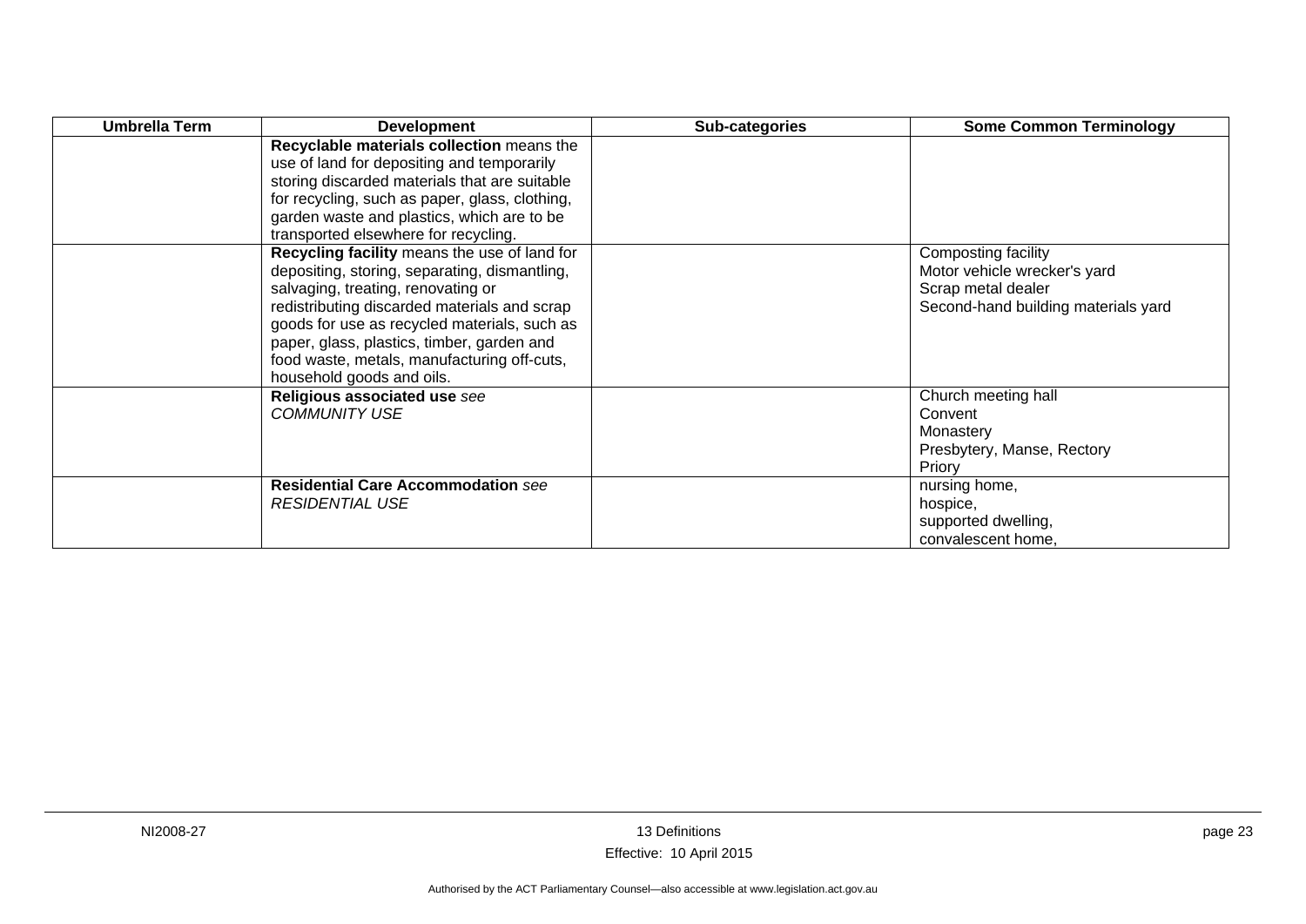| Umbrella Term | Development | Sub-categories | Some Common Terminology |
|---|---|---|---|
| | **Recyclable materials collection** means the use of land for depositing and temporarily storing discarded materials that are suitable for recycling, such as paper, glass, clothing, garden waste and plastics, which are to be transported elsewhere for recycling. | | |
| | **Recycling facility** means the use of land for depositing, storing, separating, dismantling, salvaging, treating, renovating or redistributing discarded materials and scrap goods for use as recycled materials, such as paper, glass, plastics, timber, garden and food waste, metals, manufacturing off-cuts, household goods and oils. | | Composting facility<br>Motor vehicle wrecker's yard<br>Scrap metal dealer<br>Second-hand building materials yard |
| | **Religious associated use** *see COMMUNITY USE* | | Church meeting hall<br>Convent<br>Monastery<br>Presbytery, Manse, Rectory<br>Priory |
| | **Residential Care Accommodation** *see RESIDENTIAL USE* | | nursing home,<br>hospice,<br>supported dwelling,<br>convalescent home, |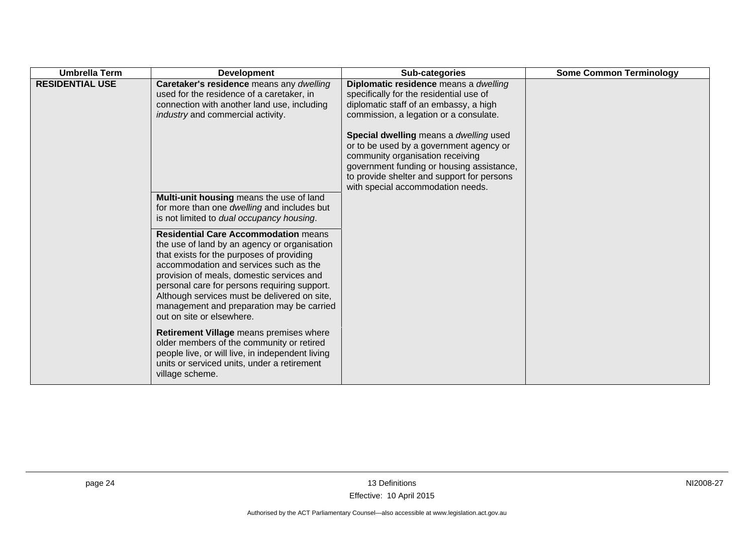| Umbrella Term | Development | Sub-categories | Some Common Terminology |
|---|---|---|---|
| **RESIDENTIAL USE** | **Caretaker's residence** means any *dwelling* used for the residence of a caretaker, in connection with another land use, including *industry* and commercial activity. | **Diplomatic residence** means a *dwelling* specifically for the residential use of diplomatic staff of an embassy, a high commission, a legation or a consulate.<br><br>**Special dwelling** means a *dwelling* used or to be used by a government agency or community organisation receiving government funding or housing assistance, to provide shelter and support for persons with special accommodation needs. | |
| | **Multi-unit housing** means the use of land for more than one *dwelling* and includes but is not limited to *dual occupancy housing*. | | |
| | **Residential Care Accommodation** means the use of land by an agency or organisation that exists for the purposes of providing accommodation and services such as the provision of meals, domestic services and personal care for persons requiring support. Although services must be delivered on site, management and preparation may be carried out on site or elsewhere. | | |
| | **Retirement Village** means premises where older members of the community or retired people live, or will live, in independent living units or serviced units, under a retirement village scheme. | | |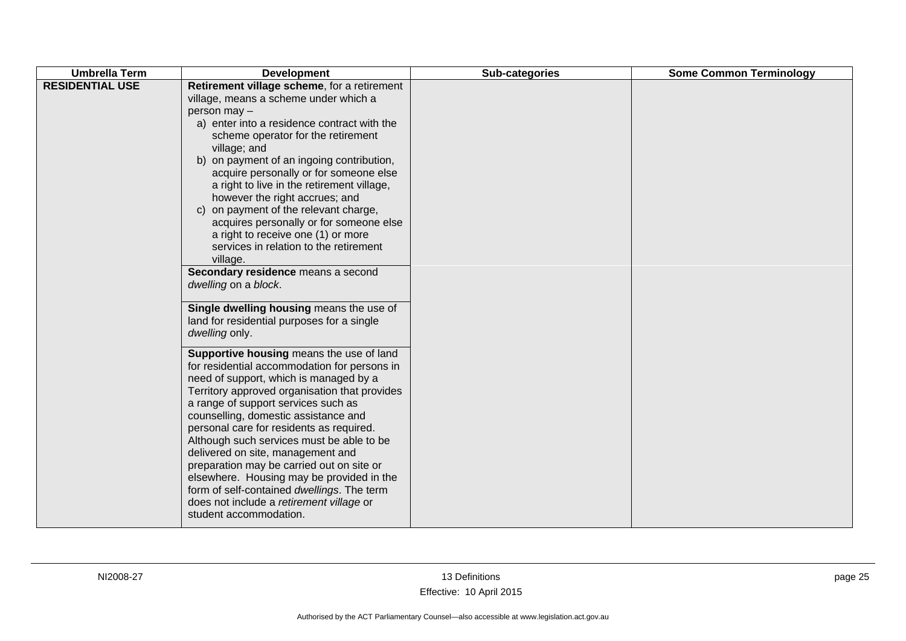| Umbrella Term | Development | Sub-categories | Some Common Terminology |
|---|---|---|---|
| **RESIDENTIAL USE** | **Retirement village scheme**, for a retirement village, means a scheme under which a person may –<br>a) enter into a residence contract with the scheme operator for the retirement village; and<br>b) on payment of an ingoing contribution, acquire personally or for someone else a right to live in the retirement village, however the right accrues; and<br>c) on payment of the relevant charge, acquires personally or for someone else a right to receive one (1) or more services in relation to the retirement village. | | |
| | **Secondary residence** means a second *dwelling* on a *block*. | | |
| | **Single dwelling housing** means the use of land for residential purposes for a single *dwelling* only. | | |
| | **Supportive housing** means the use of land for residential accommodation for persons in need of support, which is managed by a Territory approved organisation that provides a range of support services such as counselling, domestic assistance and personal care for residents as required. Although such services must be able to be delivered on site, management and preparation may be carried out on site or elsewhere. Housing may be provided in the form of self-contained *dwellings*. The term does not include a *retirement village* or student accommodation. | | |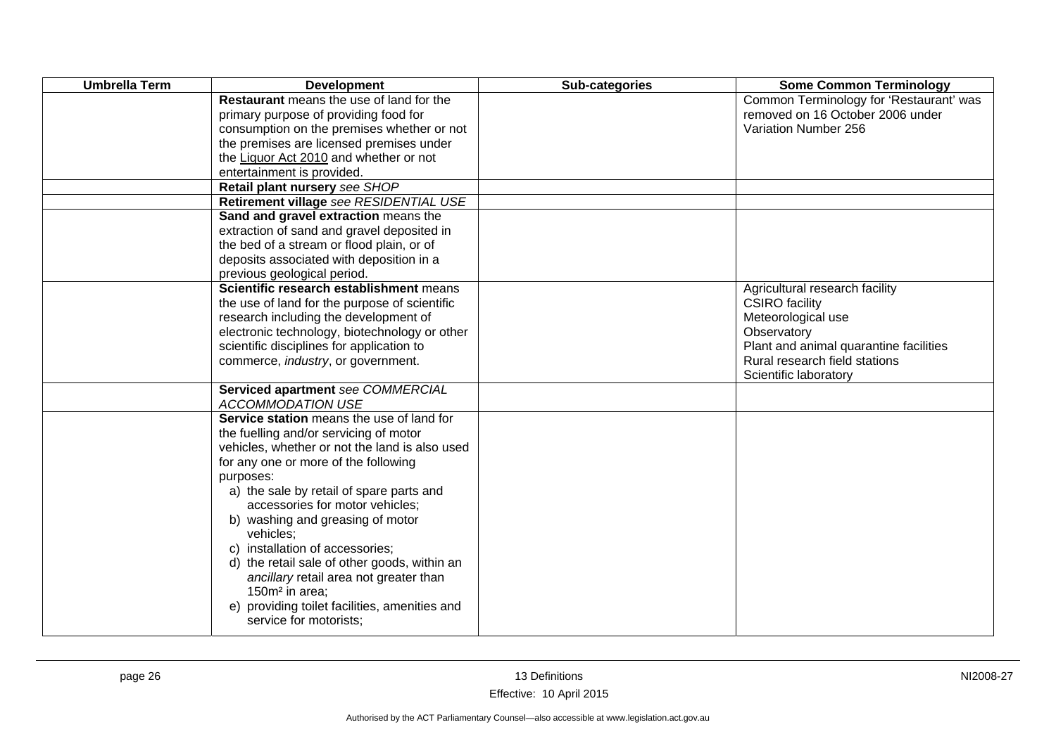| Umbrella Term | Development | Sub-categories | Some Common Terminology |
|---|---|---|---|
| | **Restaurant** means the use of land for the primary purpose of providing food for consumption on the premises whether or not the premises are licensed premises under the Liquor Act 2010 and whether or not entertainment is provided. | | Common Terminology for 'Restaurant' was removed on 16 October 2006 under Variation Number 256 |
| | **Retail plant nursery** *see SHOP* | | |
| | **Retirement village** *see RESIDENTIAL USE* | | |
| | **Sand and gravel extraction** means the extraction of sand and gravel deposited in the bed of a stream or flood plain, or of deposits associated with deposition in a previous geological period. | | |
| | **Scientific research establishment** means the use of land for the purpose of scientific research including the development of electronic technology, biotechnology or other scientific disciplines for application to commerce, *industry*, or government. | | Agricultural research facility<br>CSIRO facility<br>Meteorological use<br>Observatory<br>Plant and animal quarantine facilities<br>Rural research field stations<br>Scientific laboratory |
| | **Serviced apartment** *see COMMERCIAL ACCOMMODATION USE* | | |
| | **Service station** means the use of land for the fuelling and/or servicing of motor vehicles, whether or not the land is also used for any one or more of the following purposes:<br>a) the sale by retail of spare parts and accessories for motor vehicles;<br>b) washing and greasing of motor vehicles;<br>c) installation of accessories;<br>d) the retail sale of other goods, within an *ancillary* retail area not greater than 150m² in area;<br>e) providing toilet facilities, amenities and service for motorists; | | |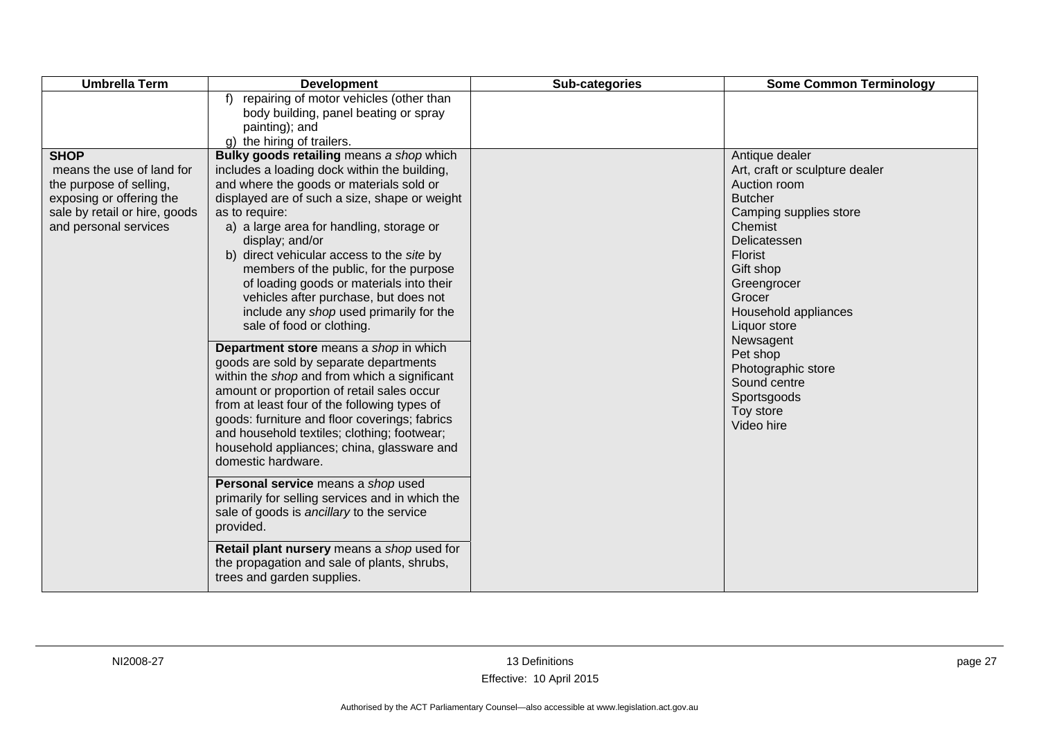| Umbrella Term | Development | Sub-categories | Some Common Terminology |
|---|---|---|---|
| | f) repairing of motor vehicles (other than body building, panel beating or spray painting); and<br>g) the hiring of trailers. | | |
| **SHOP**<br>means the use of land for the purpose of selling, exposing or offering the sale by retail or hire, goods and personal services | **Bulky goods retailing** means *a shop* which includes a loading dock within the building, and where the goods or materials sold or displayed are of such a size, shape or weight as to require:<br>a) a large area for handling, storage or display; and/or<br>b) direct vehicular access to the *site* by members of the public, for the purpose of loading goods or materials into their vehicles after purchase, but does not include any *shop* used primarily for the sale of food or clothing. | | Antique dealer<br>Art, craft or sculpture dealer<br>Auction room<br>Butcher<br>Camping supplies store<br>Chemist<br>Delicatessen<br>Florist<br>Gift shop<br>Greengrocer<br>Grocer<br>Household appliances<br>Liquor store<br>Newsagent<br>Pet shop<br>Photographic store<br>Sound centre<br>Sportsgoods<br>Toy store<br>Video hire |
| | **Department store** means a *shop* in which goods are sold by separate departments within the *shop* and from which a significant amount or proportion of retail sales occur from at least four of the following types of goods: furniture and floor coverings; fabrics and household textiles; clothing; footwear; household appliances; china, glassware and domestic hardware. | | |
| | **Personal service** means a *shop* used primarily for selling services and in which the sale of goods is *ancillary* to the service provided. | | |
| | **Retail plant nursery** means a *shop* used for the propagation and sale of plants, shrubs, trees and garden supplies. | | |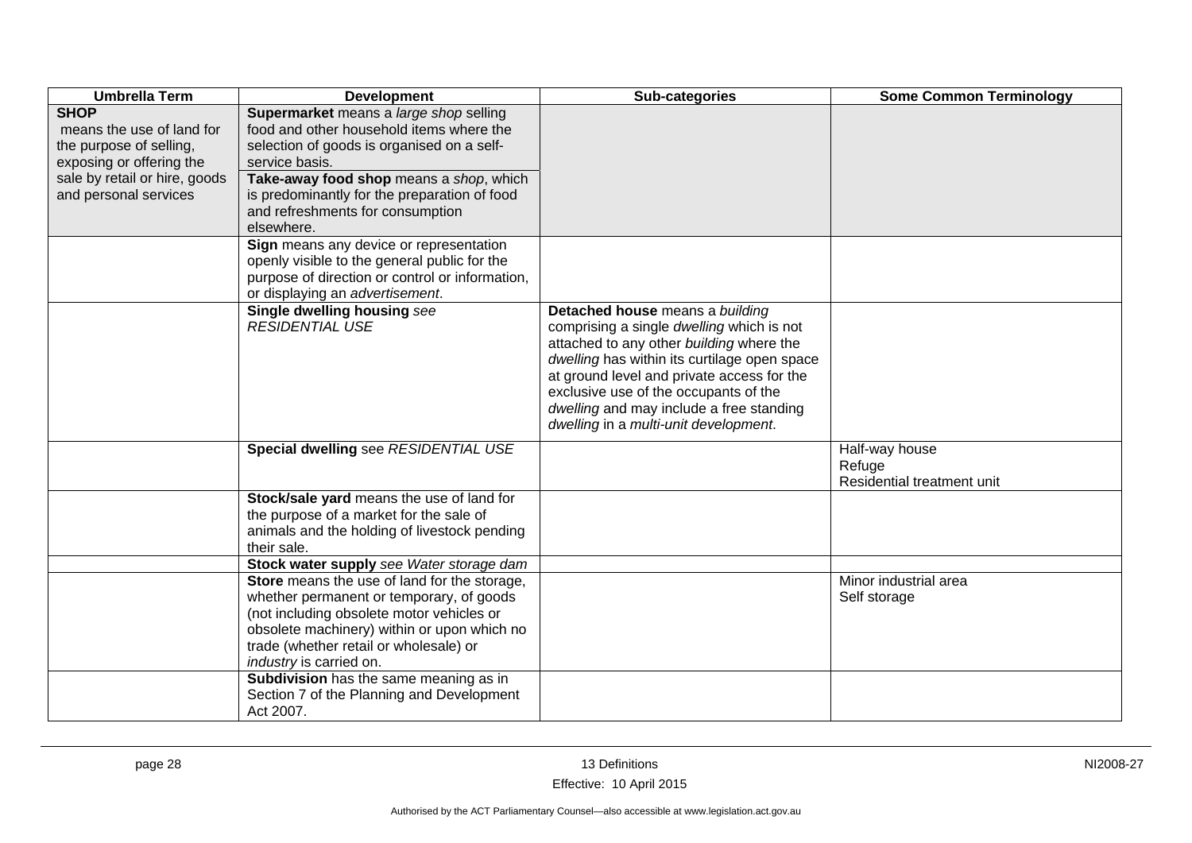| Umbrella Term | Development | Sub-categories | Some Common Terminology |
|---|---|---|---|
| **SHOP** means the use of land for the purpose of selling, exposing or offering the sale by retail or hire, goods and personal services | **Supermarket** means a *large shop* selling food and other household items where the selection of goods is organised on a self-service basis. | | |
| | **Take-away food shop** means a *shop*, which is predominantly for the preparation of food and refreshments for consumption elsewhere. | | |
| | **Sign** means any device or representation openly visible to the general public for the purpose of direction or control or information, or displaying an *advertisement*. | | |
| | **Single dwelling housing** *see RESIDENTIAL USE* | **Detached house** means a *building* comprising a single *dwelling* which is not attached to any other *building* where the *dwelling* has within its curtilage open space at ground level and private access for the exclusive use of the occupants of the *dwelling* and may include a free standing *dwelling* in a *multi-unit development*. | |
| | **Special dwelling** see *RESIDENTIAL USE* | | Half-way house<br>Refuge<br>Residential treatment unit |
| | **Stock/sale yard** means the use of land for the purpose of a market for the sale of animals and the holding of livestock pending their sale. | | |
| | **Stock water supply** *see Water storage dam* | | |
| | **Store** means the use of land for the storage, whether permanent or temporary, of goods (not including obsolete motor vehicles or obsolete machinery) within or upon which no trade (whether retail or wholesale) or *industry* is carried on. | | Minor industrial area<br>Self storage |
| | **Subdivision** has the same meaning as in Section 7 of the Planning and Development Act 2007. | | |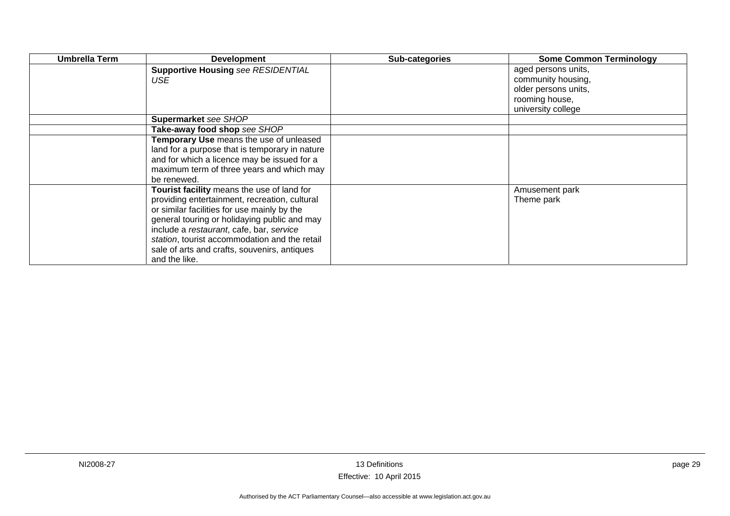| Umbrella Term | Development | Sub-categories | Some Common Terminology |
|---|---|---|---|
| | **Supportive Housing** *see RESIDENTIAL USE* | | aged persons units, community housing, older persons units, rooming house, university college |
| | **Supermarket** *see SHOP* | | |
| | **Take-away food shop** *see SHOP* | | |
| | **Temporary Use** means the use of unleased land for a purpose that is temporary in nature and for which a licence may be issued for a maximum term of three years and which may be renewed. | | |
| | **Tourist facility** means the use of land for providing entertainment, recreation, cultural or similar facilities for use mainly by the general touring or holidaying public and may include a *restaurant*, cafe, bar, *service station*, tourist accommodation and the retail sale of arts and crafts, souvenirs, antiques and the like. | | Amusement park<br>Theme park |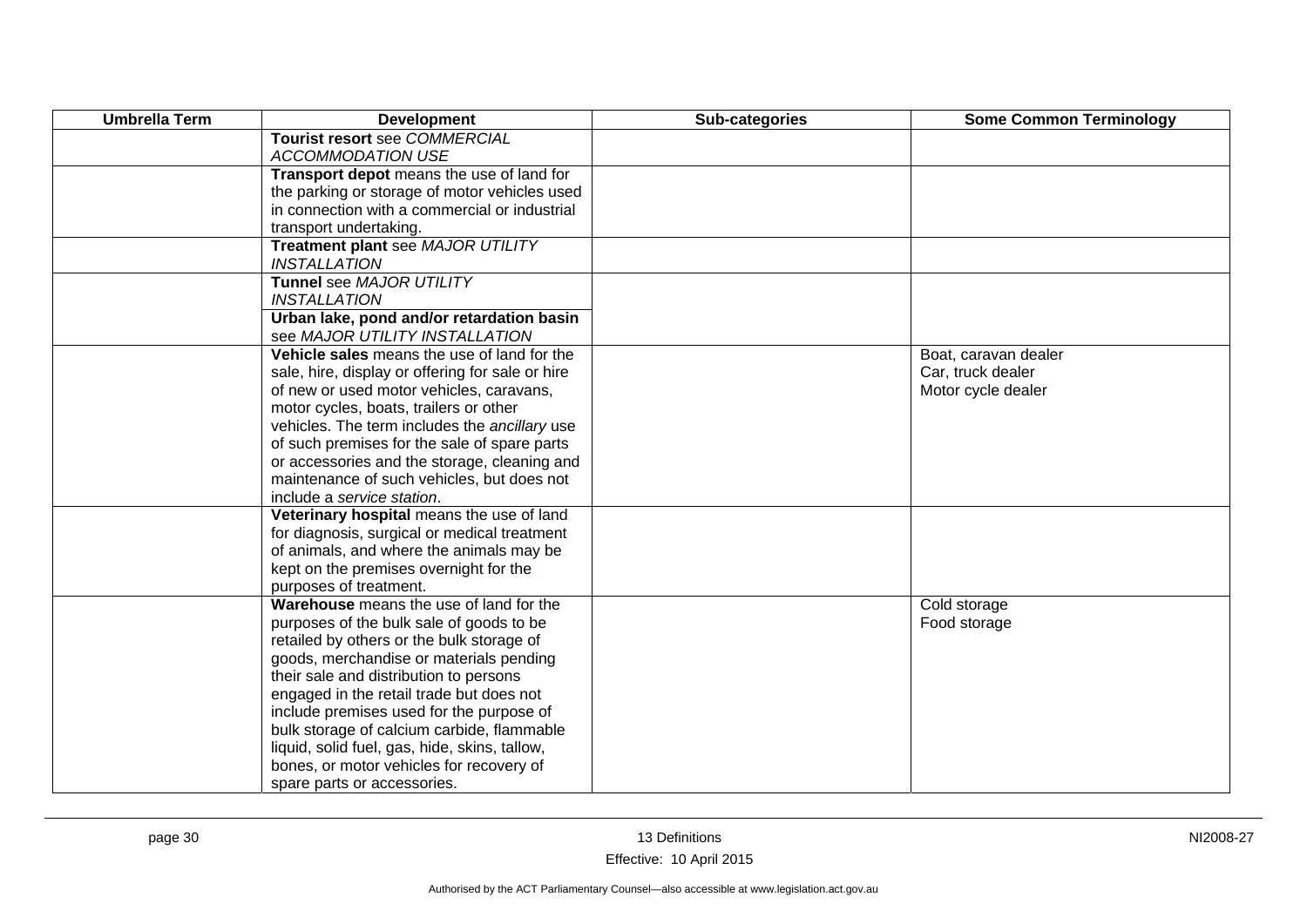| Umbrella Term | Development | Sub-categories | Some Common Terminology |
|---|---|---|---|
| | **Tourist resort** see *COMMERCIAL ACCOMMODATION USE* | | |
| | **Transport depot** means the use of land for the parking or storage of motor vehicles used in connection with a commercial or industrial transport undertaking. | | |
| | **Treatment plant** see *MAJOR UTILITY INSTALLATION* | | |
| | **Tunnel** see *MAJOR UTILITY INSTALLATION* | | |
| | **Urban lake, pond and/or retardation basin** see *MAJOR UTILITY INSTALLATION* | | |
| | **Vehicle sales** means the use of land for the sale, hire, display or offering for sale or hire of new or used motor vehicles, caravans, motor cycles, boats, trailers or other vehicles. The term includes the *ancillary* use of such premises for the sale of spare parts or accessories and the storage, cleaning and maintenance of such vehicles, but does not include a *service station*. | | Boat, caravan dealer<br>Car, truck dealer<br>Motor cycle dealer |
| | **Veterinary hospital** means the use of land for diagnosis, surgical or medical treatment of animals, and where the animals may be kept on the premises overnight for the purposes of treatment. | | |
| | **Warehouse** means the use of land for the purposes of the bulk sale of goods to be retailed by others or the bulk storage of goods, merchandise or materials pending their sale and distribution to persons engaged in the retail trade but does not include premises used for the purpose of bulk storage of calcium carbide, flammable liquid, solid fuel, gas, hide, skins, tallow, bones, or motor vehicles for recovery of spare parts or accessories. | | Cold storage<br>Food storage |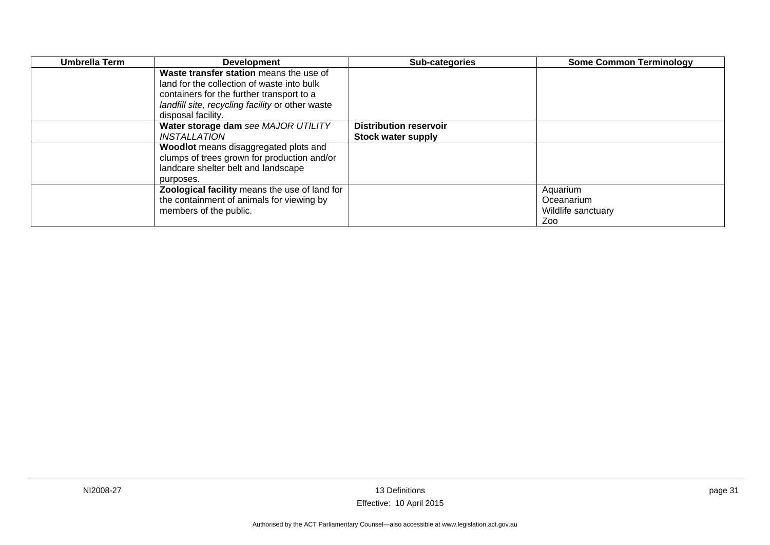| Umbrella Term | Development | Sub-categories | Some Common Terminology |
|---|---|---|---|
| | **Waste transfer station** means the use of land for the collection of waste into bulk containers for the further transport to a *landfill site, recycling facility* or other waste disposal facility. | | |
| | **Water storage dam** *see MAJOR UTILITY INSTALLATION* | **Distribution reservoir**<br>**Stock water supply** | |
| | **Woodlot** means disaggregated plots and clumps of trees grown for production and/or landcare shelter belt and landscape purposes. | | |
| | **Zoological facility** means the use of land for the containment of animals for viewing by members of the public. | | Aquarium<br>Oceanarium<br>Wildlife sanctuary<br>Zoo |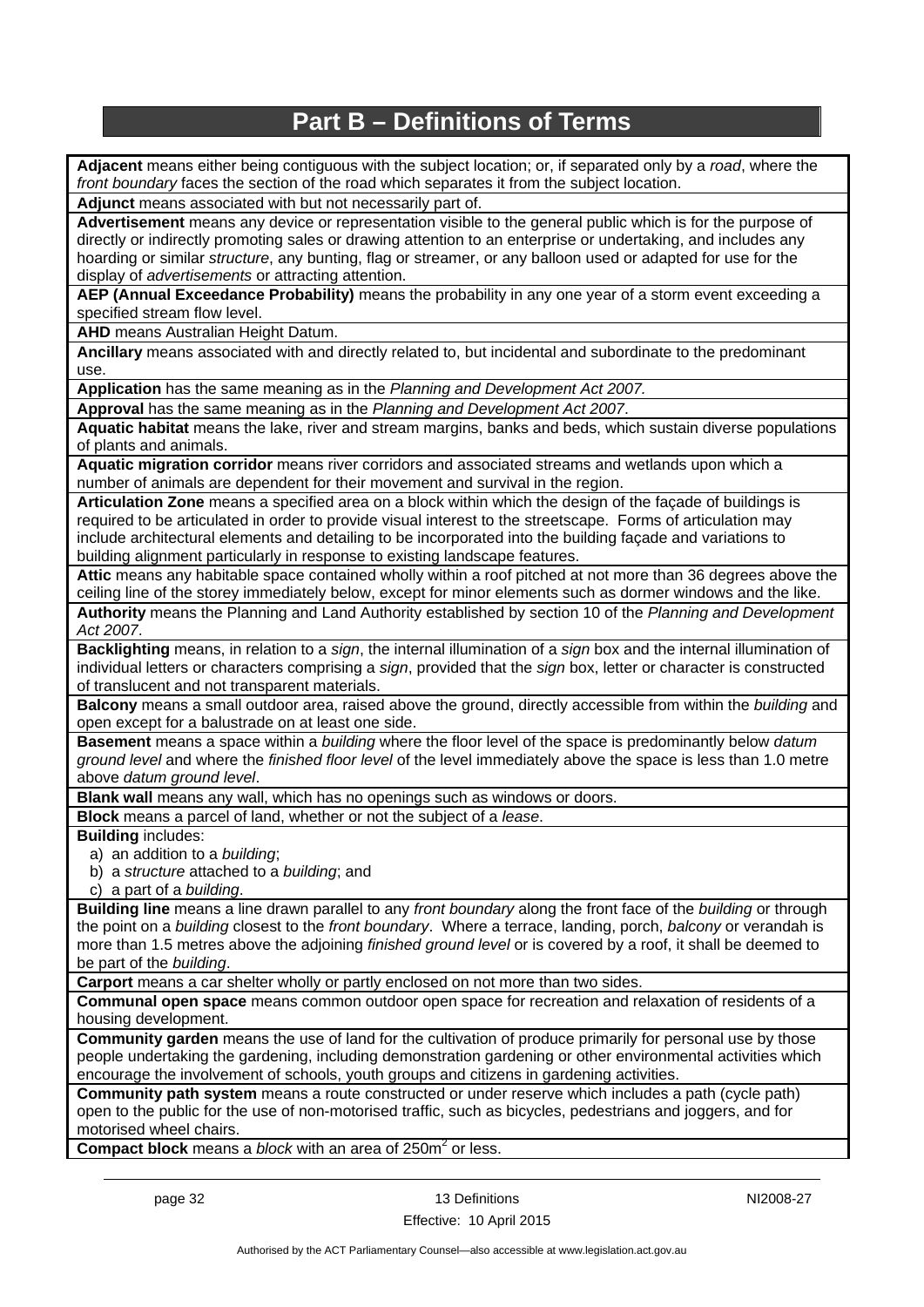# Part B – Definitions of Terms

**Adjacent** means either being contiguous with the subject location; or, if separated only by a *road*, where the *front boundary* faces the section of the road which separates it from the subject location.

**Adjunct** means associated with but not necessarily part of.

**Advertisement** means any device or representation visible to the general public which is for the purpose of directly or indirectly promoting sales or drawing attention to an enterprise or undertaking, and includes any hoarding or similar *structure*, any bunting, flag or streamer, or any balloon used or adapted for use for the display of *advertisements* or attracting attention.

**AEP (Annual Exceedance Probability)** means the probability in any one year of a storm event exceeding a specified stream flow level.

**AHD** means Australian Height Datum.

**Ancillary** means associated with and directly related to, but incidental and subordinate to the predominant use.

**Application** has the same meaning as in the *Planning and Development Act 2007.*

**Approval** has the same meaning as in the *Planning and Development Act 2007*.

**Aquatic habitat** means the lake, river and stream margins, banks and beds, which sustain diverse populations of plants and animals.

**Aquatic migration corridor** means river corridors and associated streams and wetlands upon which a number of animals are dependent for their movement and survival in the region.

**Articulation Zone** means a specified area on a block within which the design of the façade of buildings is required to be articulated in order to provide visual interest to the streetscape. Forms of articulation may include architectural elements and detailing to be incorporated into the building façade and variations to building alignment particularly in response to existing landscape features.

**Attic** means any habitable space contained wholly within a roof pitched at not more than 36 degrees above the ceiling line of the storey immediately below, except for minor elements such as dormer windows and the like.

**Authority** means the Planning and Land Authority established by section 10 of the *Planning and Development Act 2007*.

**Backlighting** means, in relation to a *sign*, the internal illumination of a *sign* box and the internal illumination of individual letters or characters comprising a *sign*, provided that the *sign* box, letter or character is constructed of translucent and not transparent materials.

**Balcony** means a small outdoor area, raised above the ground, directly accessible from within the *building* and open except for a balustrade on at least one side.

**Basement** means a space within a *building* where the floor level of the space is predominantly below *datum ground level* and where the *finished floor level* of the level immediately above the space is less than 1.0 metre above *datum ground level*.

**Blank wall** means any wall, which has no openings such as windows or doors.

**Block** means a parcel of land, whether or not the subject of a *lease*.

**Building** includes:

a) an addition to a *building*;
b) a *structure* attached to a *building*; and
c) a part of a *building*.

**Building line** means a line drawn parallel to any *front boundary* along the front face of the *building* or through the point on a *building* closest to the *front boundary*. Where a terrace, landing, porch, *balcony* or verandah is more than 1.5 metres above the adjoining *finished ground level* or is covered by a roof, it shall be deemed to be part of the *building*.

**Carport** means a car shelter wholly or partly enclosed on not more than two sides.

**Communal open space** means common outdoor open space for recreation and relaxation of residents of a housing development.

**Community garden** means the use of land for the cultivation of produce primarily for personal use by those people undertaking the gardening, including demonstration gardening or other environmental activities which encourage the involvement of schools, youth groups and citizens in gardening activities.

**Community path system** means a route constructed or under reserve which includes a path (cycle path) open to the public for the use of non-motorised traffic, such as bicycles, pedestrians and joggers, and for motorised wheel chairs.

**Compact block** means a *block* with an area of $250m^2$ or less.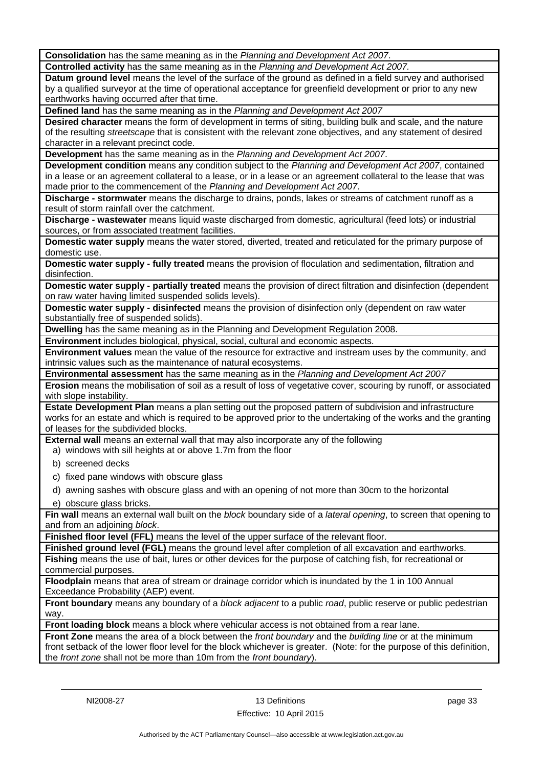**Consolidation** has the same meaning as in the *Planning and Development Act 2007*.

**Controlled activity** has the same meaning as in the *Planning and Development Act 2007.*

**Datum ground level** means the level of the surface of the ground as defined in a field survey and authorised by a qualified surveyor at the time of operational acceptance for greenfield development or prior to any new earthworks having occurred after that time.

**Defined land** has the same meaning as in the *Planning and Development Act 2007*

**Desired character** means the form of development in terms of siting, building bulk and scale, and the nature of the resulting *streetscape* that is consistent with the relevant zone objectives, and any statement of desired character in a relevant precinct code.

**Development** has the same meaning as in the *Planning and Development Act 2007*.

**Development condition** means any condition subject to the *Planning and Development Act 2007*, contained in a lease or an agreement collateral to a lease, or in a lease or an agreement collateral to the lease that was made prior to the commencement of the *Planning and Development Act 2007*.

**Discharge - stormwater** means the discharge to drains, ponds, lakes or streams of catchment runoff as a result of storm rainfall over the catchment.

**Discharge - wastewater** means liquid waste discharged from domestic, agricultural (feed lots) or industrial sources, or from associated treatment facilities.

**Domestic water supply** means the water stored, diverted, treated and reticulated for the primary purpose of domestic use.

**Domestic water supply - fully treated** means the provision of floculation and sedimentation, filtration and disinfection.

**Domestic water supply - partially treated** means the provision of direct filtration and disinfection (dependent on raw water having limited suspended solids levels).

**Domestic water supply - disinfected** means the provision of disinfection only (dependent on raw water substantially free of suspended solids).

**Dwelling** has the same meaning as in the Planning and Development Regulation 2008.

**Environment** includes biological, physical, social, cultural and economic aspects.

**Environment values** mean the value of the resource for extractive and instream uses by the community, and intrinsic values such as the maintenance of natural ecosystems.

**Environmental assessment** has the same meaning as in the *Planning and Development Act 2007*

**Erosion** means the mobilisation of soil as a result of loss of vegetative cover, scouring by runoff, or associated with slope instability.

**Estate Development Plan** means a plan setting out the proposed pattern of subdivision and infrastructure works for an estate and which is required to be approved prior to the undertaking of the works and the granting of leases for the subdivided blocks.

**External wall** means an external wall that may also incorporate any of the following

a) windows with sill heights at or above 1.7m from the floor

b) screened decks

c) fixed pane windows with obscure glass

d) awning sashes with obscure glass and with an opening of not more than 30cm to the horizontal

e) obscure glass bricks.

**Fin wall** means an external wall built on the *block* boundary side of a *lateral opening*, to screen that opening to and from an adjoining *block*.

**Finished floor level (FFL)** means the level of the upper surface of the relevant floor.

**Finished ground level (FGL)** means the ground level after completion of all excavation and earthworks.

**Fishing** means the use of bait, lures or other devices for the purpose of catching fish, for recreational or commercial purposes.

**Floodplain** means that area of stream or drainage corridor which is inundated by the 1 in 100 Annual Exceedance Probability (AEP) event.

**Front boundary** means any boundary of a *block adjacent* to a public *road*, public reserve or public pedestrian way.

**Front loading block** means a block where vehicular access is not obtained from a rear lane.

**Front Zone** means the area of a block between the *front boundary* and the *building line* or at the minimum front setback of the lower floor level for the block whichever is greater. (Note: for the purpose of this definition, the *front zone* shall not be more than 10m from the *front boundary*).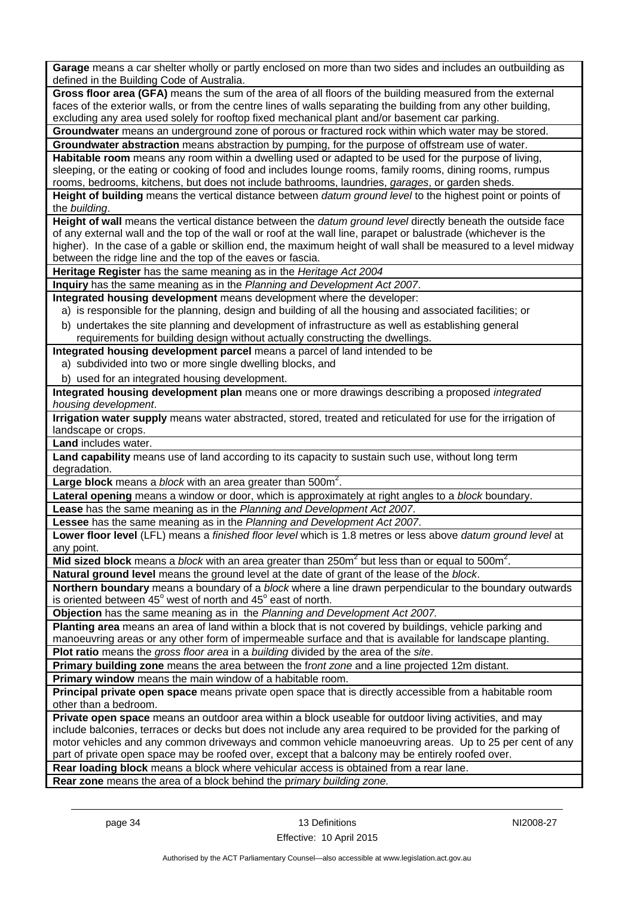**Garage** means a car shelter wholly or partly enclosed on more than two sides and includes an outbuilding as defined in the Building Code of Australia.

**Gross floor area (GFA)** means the sum of the area of all floors of the building measured from the external faces of the exterior walls, or from the centre lines of walls separating the building from any other building, excluding any area used solely for rooftop fixed mechanical plant and/or basement car parking.

**Groundwater** means an underground zone of porous or fractured rock within which water may be stored.

**Groundwater abstraction** means abstraction by pumping, for the purpose of offstream use of water.

**Habitable room** means any room within a dwelling used or adapted to be used for the purpose of living, sleeping, or the eating or cooking of food and includes lounge rooms, family rooms, dining rooms, rumpus rooms, bedrooms, kitchens, but does not include bathrooms, laundries, *garages*, or garden sheds.

**Height of building** means the vertical distance between *datum ground level* to the highest point or points of the *building*.

**Height of wall** means the vertical distance between the *datum ground level* directly beneath the outside face of any external wall and the top of the wall or roof at the wall line, parapet or balustrade (whichever is the higher). In the case of a gable or skillion end, the maximum height of wall shall be measured to a level midway between the ridge line and the top of the eaves or fascia.

**Heritage Register** has the same meaning as in the *Heritage Act 2004*

**Inquiry** has the same meaning as in the *Planning and Development Act 2007*.

**Integrated housing development** means development where the developer:

a) is responsible for the planning, design and building of all the housing and associated facilities; or

b) undertakes the site planning and development of infrastructure as well as establishing general requirements for building design without actually constructing the dwellings.

**Integrated housing development parcel** means a parcel of land intended to be

a) subdivided into two or more single dwelling blocks, and

b) used for an integrated housing development.

**Integrated housing development plan** means one or more drawings describing a proposed *integrated housing development*.

**Irrigation water supply** means water abstracted, stored, treated and reticulated for use for the irrigation of landscape or crops.

**Land** includes water.

**Land capability** means use of land according to its capacity to sustain such use, without long term degradation.

**Large block** means a *block* with an area greater than 500m$^2$.

**Lateral opening** means a window or door, which is approximately at right angles to a *block* boundary.

**Lease** has the same meaning as in the *Planning and Development Act 2007*.

**Lessee** has the same meaning as in the *Planning and Development Act 2007*.

**Lower floor level** (LFL) means a *finished floor level* which is 1.8 metres or less above *datum ground level* at any point.

**Mid sized block** means a *block* with an area greater than 250m$^2$ but less than or equal to 500m$^2$.

**Natural ground level** means the ground level at the date of grant of the lease of the *block*.

**Northern boundary** means a boundary of a *block* where a line drawn perpendicular to the boundary outwards is oriented between 45$^o$ west of north and 45$^o$ east of north.

**Objection** has the same meaning as in the *Planning and Development Act 2007.*

**Planting area** means an area of land within a block that is not covered by buildings, vehicle parking and manoeuvring areas or any other form of impermeable surface and that is available for landscape planting.

**Plot ratio** means the *gross floor area* in a *building* divided by the area of the *site*.

**Primary building zone** means the area between the f*ront zone* and a line projected 12m distant.

**Primary window** means the main window of a habitable room.

**Principal private open space** means private open space that is directly accessible from a habitable room other than a bedroom.

**Private open space** means an outdoor area within a block useable for outdoor living activities, and may include balconies, terraces or decks but does not include any area required to be provided for the parking of motor vehicles and any common driveways and common vehicle manoeuvring areas. Up to 25 per cent of any part of private open space may be roofed over, except that a balcony may be entirely roofed over.

**Rear loading block** means a block where vehicular access is obtained from a rear lane.

**Rear zone** means the area of a block behind the p*rimary building zone.*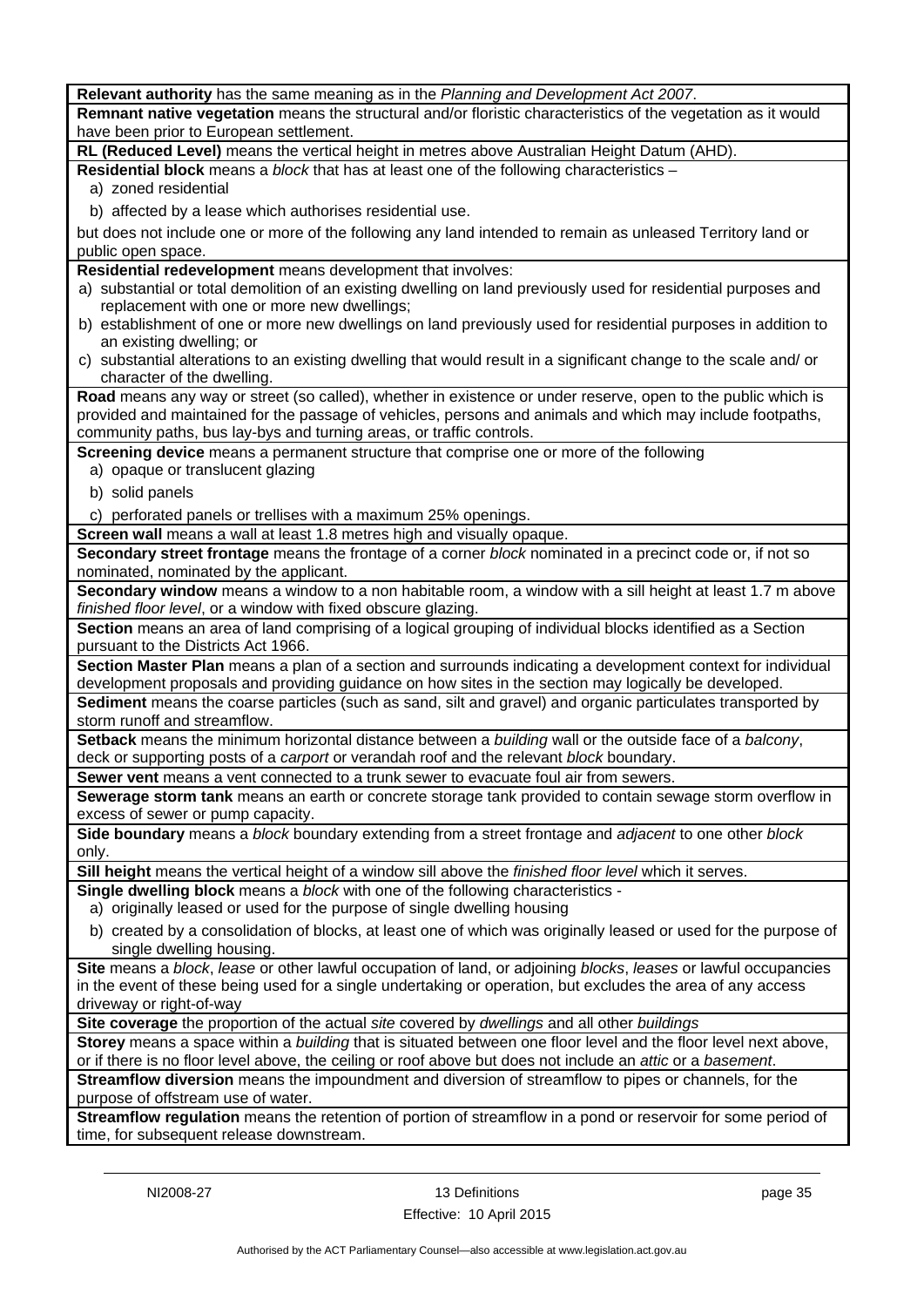**Relevant authority** has the same meaning as in the *Planning and Development Act 2007*.

**Remnant native vegetation** means the structural and/or floristic characteristics of the vegetation as it would have been prior to European settlement.

**RL (Reduced Level)** means the vertical height in metres above Australian Height Datum (AHD).

**Residential block** means a *block* that has at least one of the following characteristics –

a) zoned residential

b) affected by a lease which authorises residential use.

but does not include one or more of the following any land intended to remain as unleased Territory land or public open space.

**Residential redevelopment** means development that involves:

a) substantial or total demolition of an existing dwelling on land previously used for residential purposes and replacement with one or more new dwellings;

b) establishment of one or more new dwellings on land previously used for residential purposes in addition to an existing dwelling; or

c) substantial alterations to an existing dwelling that would result in a significant change to the scale and/ or character of the dwelling.

**Road** means any way or street (so called), whether in existence or under reserve, open to the public which is provided and maintained for the passage of vehicles, persons and animals and which may include footpaths, community paths, bus lay-bys and turning areas, or traffic controls.

**Screening device** means a permanent structure that comprise one or more of the following

a) opaque or translucent glazing

b) solid panels

c) perforated panels or trellises with a maximum 25% openings.

**Screen wall** means a wall at least 1.8 metres high and visually opaque.

**Secondary street frontage** means the frontage of a corner *block* nominated in a precinct code or, if not so nominated, nominated by the applicant.

**Secondary window** means a window to a non habitable room, a window with a sill height at least 1.7 m above *finished floor level*, or a window with fixed obscure glazing.

**Section** means an area of land comprising of a logical grouping of individual blocks identified as a Section pursuant to the Districts Act 1966.

**Section Master Plan** means a plan of a section and surrounds indicating a development context for individual development proposals and providing guidance on how sites in the section may logically be developed.

**Sediment** means the coarse particles (such as sand, silt and gravel) and organic particulates transported by storm runoff and streamflow.

**Setback** means the minimum horizontal distance between a *building* wall or the outside face of a *balcony*, deck or supporting posts of a *carport* or verandah roof and the relevant *block* boundary.

**Sewer vent** means a vent connected to a trunk sewer to evacuate foul air from sewers.

**Sewerage storm tank** means an earth or concrete storage tank provided to contain sewage storm overflow in excess of sewer or pump capacity.

**Side boundary** means a *block* boundary extending from a street frontage and *adjacent* to one other *block* only.

**Sill height** means the vertical height of a window sill above the *finished floor level* which it serves.

**Single dwelling block** means a *block* with one of the following characteristics -

a) originally leased or used for the purpose of single dwelling housing

b) created by a consolidation of blocks, at least one of which was originally leased or used for the purpose of single dwelling housing.

**Site** means a *block*, *lease* or other lawful occupation of land, or adjoining *blocks*, *leases* or lawful occupancies in the event of these being used for a single undertaking or operation, but excludes the area of any access driveway or right-of-way

**Site coverage** the proportion of the actual *site* covered by *dwellings* and all other *buildings*

**Storey** means a space within a *building* that is situated between one floor level and the floor level next above, or if there is no floor level above, the ceiling or roof above but does not include an *attic* or a *basement*.

**Streamflow diversion** means the impoundment and diversion of streamflow to pipes or channels, for the purpose of offstream use of water.

**Streamflow regulation** means the retention of portion of streamflow in a pond or reservoir for some period of time, for subsequent release downstream.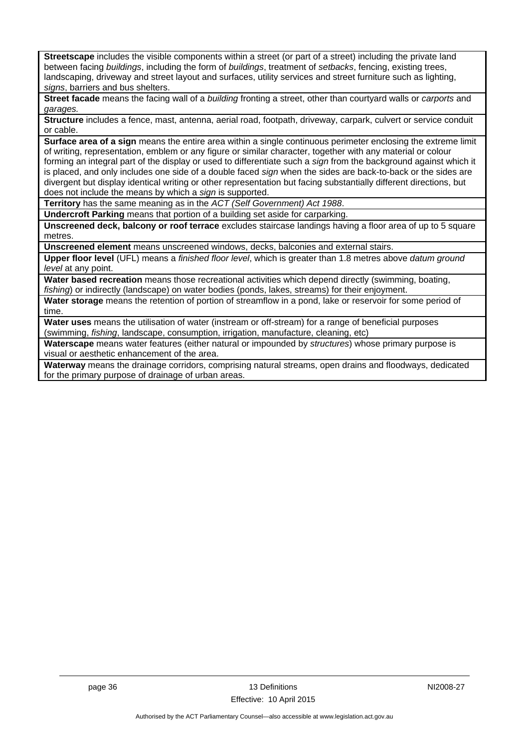| |
|---|
| **Streetscape** includes the visible components within a street (or part of a street) including the private land between facing *buildings*, including the form of *buildings*, treatment of *setbacks*, fencing, existing trees, landscaping, driveway and street layout and surfaces, utility services and street furniture such as lighting, *signs*, barriers and bus shelters. |
| **Street facade** means the facing wall of a *building* fronting a street, other than courtyard walls or *carports* and *garages.* |
| **Structure** includes a fence, mast, antenna, aerial road, footpath, driveway, carpark, culvert or service conduit or cable. |
| **Surface area of a sign** means the entire area within a single continuous perimeter enclosing the extreme limit of writing, representation, emblem or any figure or similar character, together with any material or colour forming an integral part of the display or used to differentiate such a *sign* from the background against which it is placed, and only includes one side of a double faced *sign* when the sides are back-to-back or the sides are divergent but display identical writing or other representation but facing substantially different directions, but does not include the means by which a *sign* is supported. |
| **Territory** has the same meaning as in the *ACT (Self Government) Act 1988*. |
| **Undercroft Parking** means that portion of a building set aside for carparking. |
| **Unscreened deck, balcony or roof terrace** excludes staircase landings having a floor area of up to 5 square metres. |
| **Unscreened element** means unscreened windows, decks, balconies and external stairs. |
| **Upper floor level** (UFL) means a *finished floor level*, which is greater than 1.8 metres above *datum ground level* at any point. |
| **Water based recreation** means those recreational activities which depend directly (swimming, boating, *fishing*) or indirectly (landscape) on water bodies (ponds, lakes, streams) for their enjoyment. |
| **Water storage** means the retention of portion of streamflow in a pond, lake or reservoir for some period of time. |
| **Water uses** means the utilisation of water (instream or off-stream) for a range of beneficial purposes (swimming, *fishing*, landscape, consumption, irrigation, manufacture, cleaning, etc) |
| **Waterscape** means water features (either natural or impounded by *structures*) whose primary purpose is visual or aesthetic enhancement of the area. |
| **Waterway** means the drainage corridors, comprising natural streams, open drains and floodways, dedicated for the primary purpose of drainage of urban areas. |